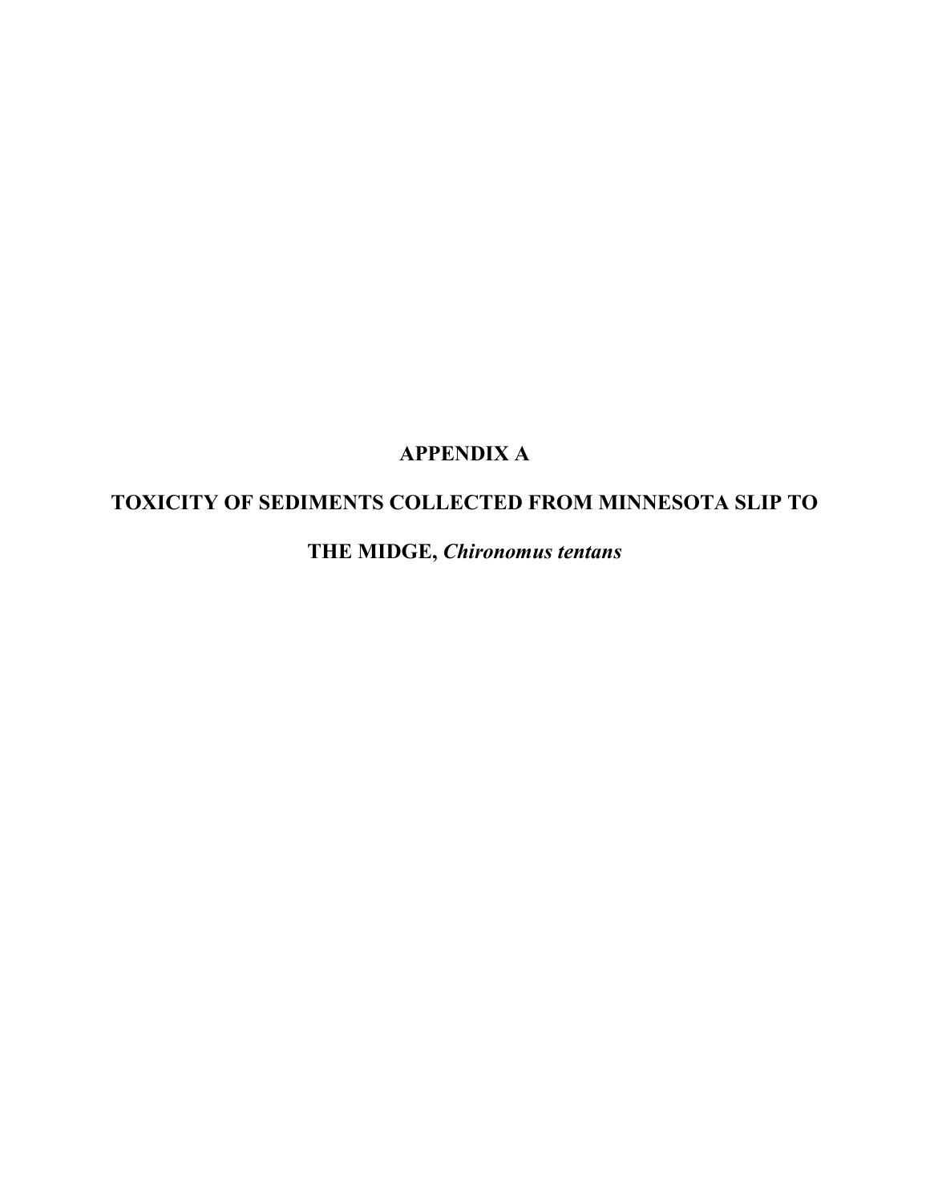# APPENDIX A

# TOXICITY OF SEDIMENTS COLLECTED FROM MINNESOTA SLIP TO THE MIDGE, *Chironomus tentans*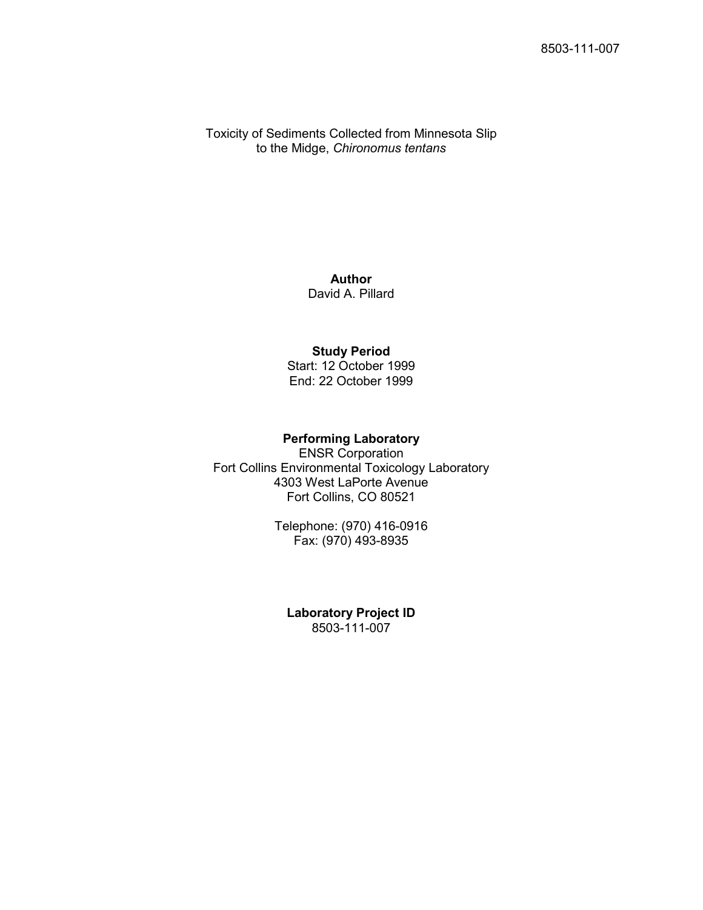Toxicity of Sediments Collected from Minnesota Slip to the Midge, *Chironomus tentans*

**Author**
David A. Pillard

**Study Period**
Start: 12 October 1999
End: 22 October 1999

**Performing Laboratory**
ENSR Corporation
Fort Collins Environmental Toxicology Laboratory
4303 West LaPorte Avenue
Fort Collins, CO 80521

Telephone: (970) 416-0916
Fax: (970) 493-8935

**Laboratory Project ID**
8503-111-007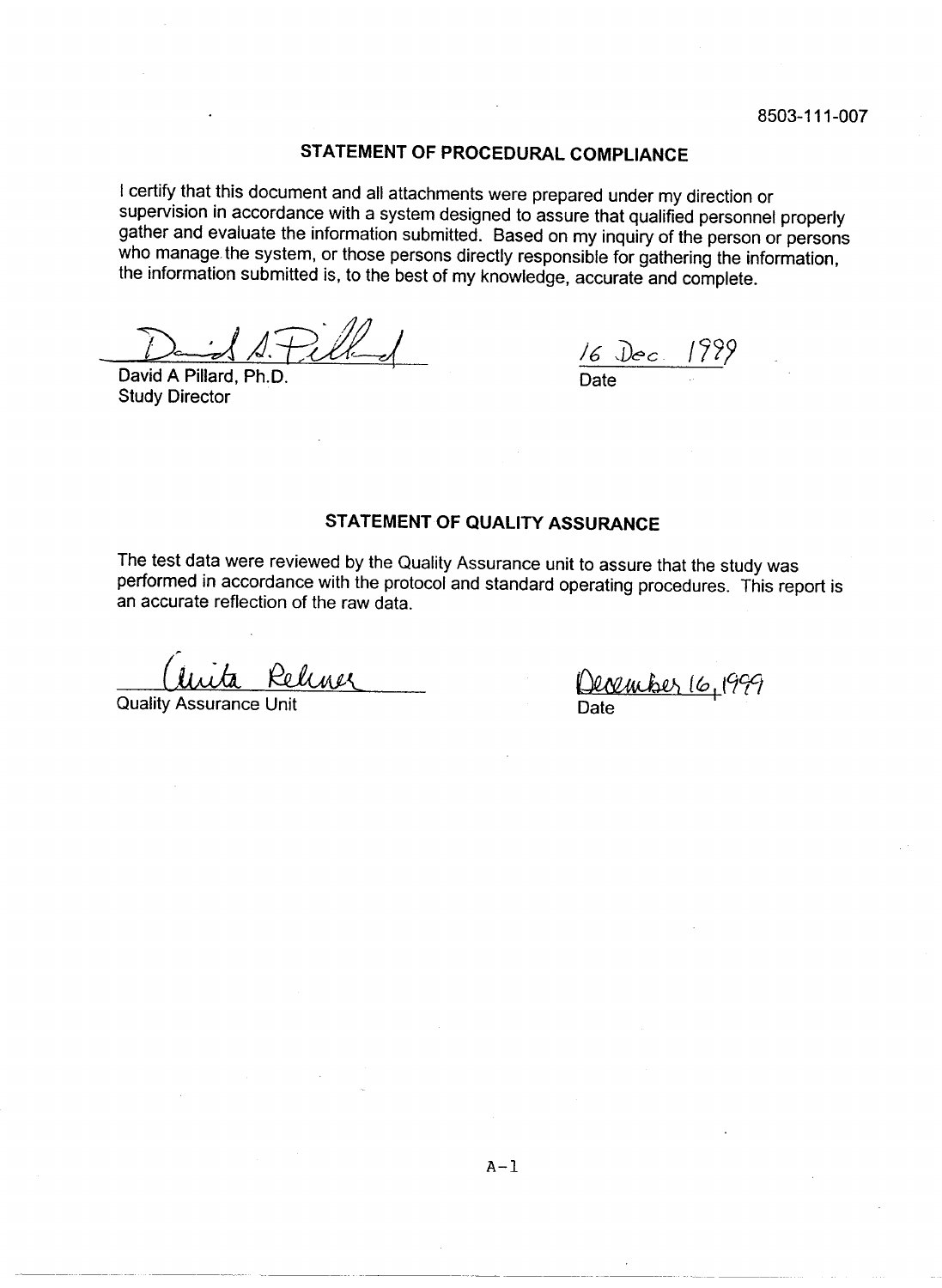8503-111-007

## STATEMENT OF PROCEDURAL COMPLIANCE

I certify that this document and all attachments were prepared under my direction or supervision in accordance with a system designed to assure that qualified personnel properly gather and evaluate the information submitted. Based on my inquiry of the person or persons who manage the system, or those persons directly responsible for gathering the information, the information submitted is, to the best of my knowledge, accurate and complete.

David A Pillard
David A Pillard, Ph.D.
Study Director

16 Dec 1999
Date

## STATEMENT OF QUALITY ASSURANCE

The test data were reviewed by the Quality Assurance unit to assure that the study was performed in accordance with the protocol and standard operating procedures. This report is an accurate reflection of the raw data.

Anita Rehner
Quality Assurance Unit

December 16, 1999
Date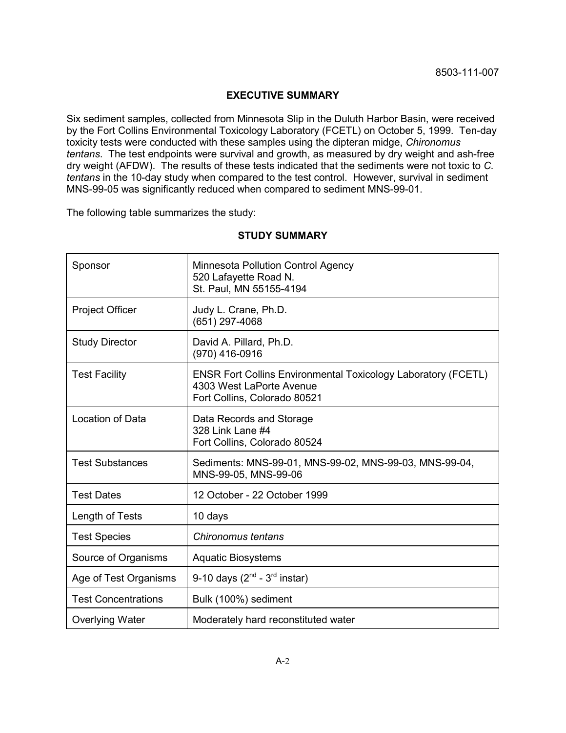8503-111-007

## EXECUTIVE SUMMARY

Six sediment samples, collected from Minnesota Slip in the Duluth Harbor Basin, were received by the Fort Collins Environmental Toxicology Laboratory (FCETL) on October 5, 1999. Ten-day toxicity tests were conducted with these samples using the dipteran midge, *Chironomus tentans*. The test endpoints were survival and growth, as measured by dry weight and ash-free dry weight (AFDW). The results of these tests indicated that the sediments were not toxic to *C. tentans* in the 10-day study when compared to the test control. However, survival in sediment MNS-99-05 was significantly reduced when compared to sediment MNS-99-01.

The following table summarizes the study:

### STUDY SUMMARY

| | |
|---|---|
| Sponsor | Minnesota Pollution Control Agency<br>520 Lafayette Road N.<br>St. Paul, MN 55155-4194 |
| Project Officer | Judy L. Crane, Ph.D.<br>(651) 297-4068 |
| Study Director | David A. Pillard, Ph.D.<br>(970) 416-0916 |
| Test Facility | ENSR Fort Collins Environmental Toxicology Laboratory (FCETL)<br>4303 West LaPorte Avenue<br>Fort Collins, Colorado 80521 |
| Location of Data | Data Records and Storage<br>328 Link Lane #4<br>Fort Collins, Colorado 80524 |
| Test Substances | Sediments: MNS-99-01, MNS-99-02, MNS-99-03, MNS-99-04, MNS-99-05, MNS-99-06 |
| Test Dates | 12 October - 22 October 1999 |
| Length of Tests | 10 days |
| Test Species | *Chironomus tentans* |
| Source of Organisms | Aquatic Biosystems |
| Age of Test Organisms | 9-10 days ($2^{nd}$ - $3^{rd}$ instar) |
| Test Concentrations | Bulk (100%) sediment |
| Overlying Water | Moderately hard reconstituted water |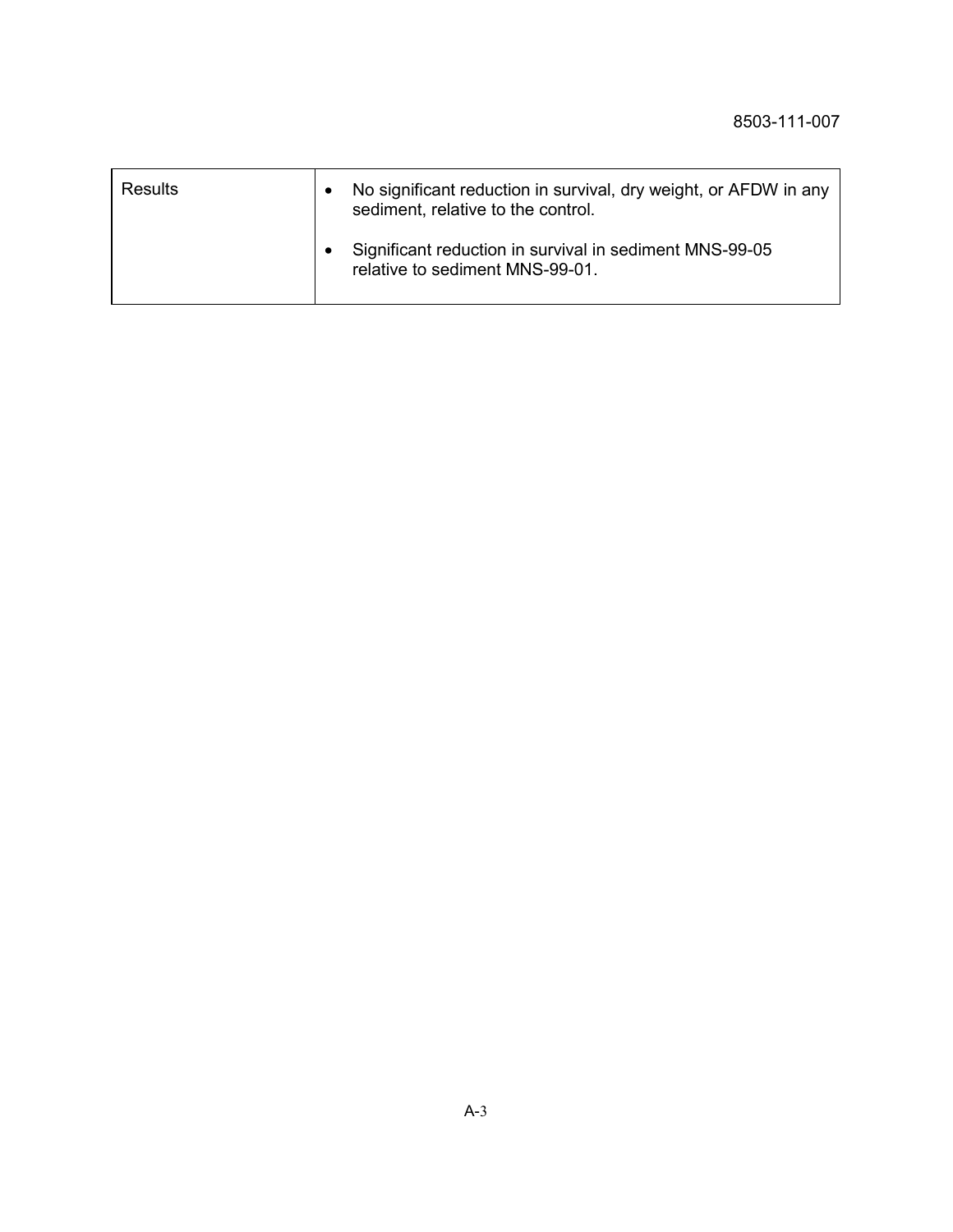| | |
|---|---|
| Results | • No significant reduction in survival, dry weight, or AFDW in any sediment, relative to the control.<br><br>• Significant reduction in survival in sediment MNS-99-05 relative to sediment MNS-99-01. |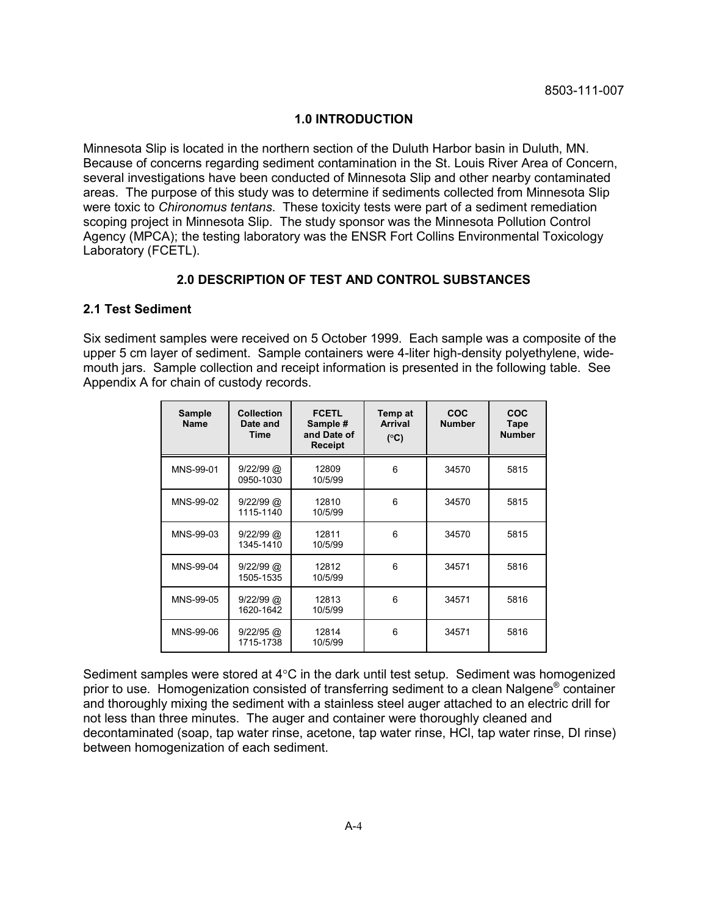## 1.0 INTRODUCTION

Minnesota Slip is located in the northern section of the Duluth Harbor basin in Duluth, MN. Because of concerns regarding sediment contamination in the St. Louis River Area of Concern, several investigations have been conducted of Minnesota Slip and other nearby contaminated areas. The purpose of this study was to determine if sediments collected from Minnesota Slip were toxic to *Chironomus tentans*. These toxicity tests were part of a sediment remediation scoping project in Minnesota Slip. The study sponsor was the Minnesota Pollution Control Agency (MPCA); the testing laboratory was the ENSR Fort Collins Environmental Toxicology Laboratory (FCETL).

## 2.0 DESCRIPTION OF TEST AND CONTROL SUBSTANCES

### 2.1 Test Sediment

Six sediment samples were received on 5 October 1999. Each sample was a composite of the upper 5 cm layer of sediment. Sample containers were 4-liter high-density polyethylene, wide-mouth jars. Sample collection and receipt information is presented in the following table. See Appendix A for chain of custody records.

| Sample Name | Collection Date and Time | FCETL Sample # and Date of Receipt | Temp at Arrival (°C) | COC Number | COC Tape Number |
|---|---|---|---|---|---|
| MNS-99-01 | 9/22/99 @ 0950-1030 | 12809 10/5/99 | 6 | 34570 | 5815 |
| MNS-99-02 | 9/22/99 @ 1115-1140 | 12810 10/5/99 | 6 | 34570 | 5815 |
| MNS-99-03 | 9/22/99 @ 1345-1410 | 12811 10/5/99 | 6 | 34570 | 5815 |
| MNS-99-04 | 9/22/99 @ 1505-1535 | 12812 10/5/99 | 6 | 34571 | 5816 |
| MNS-99-05 | 9/22/99 @ 1620-1642 | 12813 10/5/99 | 6 | 34571 | 5816 |
| MNS-99-06 | 9/22/95 @ 1715-1738 | 12814 10/5/99 | 6 | 34571 | 5816 |

Sediment samples were stored at 4°C in the dark until test setup. Sediment was homogenized prior to use. Homogenization consisted of transferring sediment to a clean Nalgene® container and thoroughly mixing the sediment with a stainless steel auger attached to an electric drill for not less than three minutes. The auger and container were thoroughly cleaned and decontaminated (soap, tap water rinse, acetone, tap water rinse, HCl, tap water rinse, DI rinse) between homogenization of each sediment.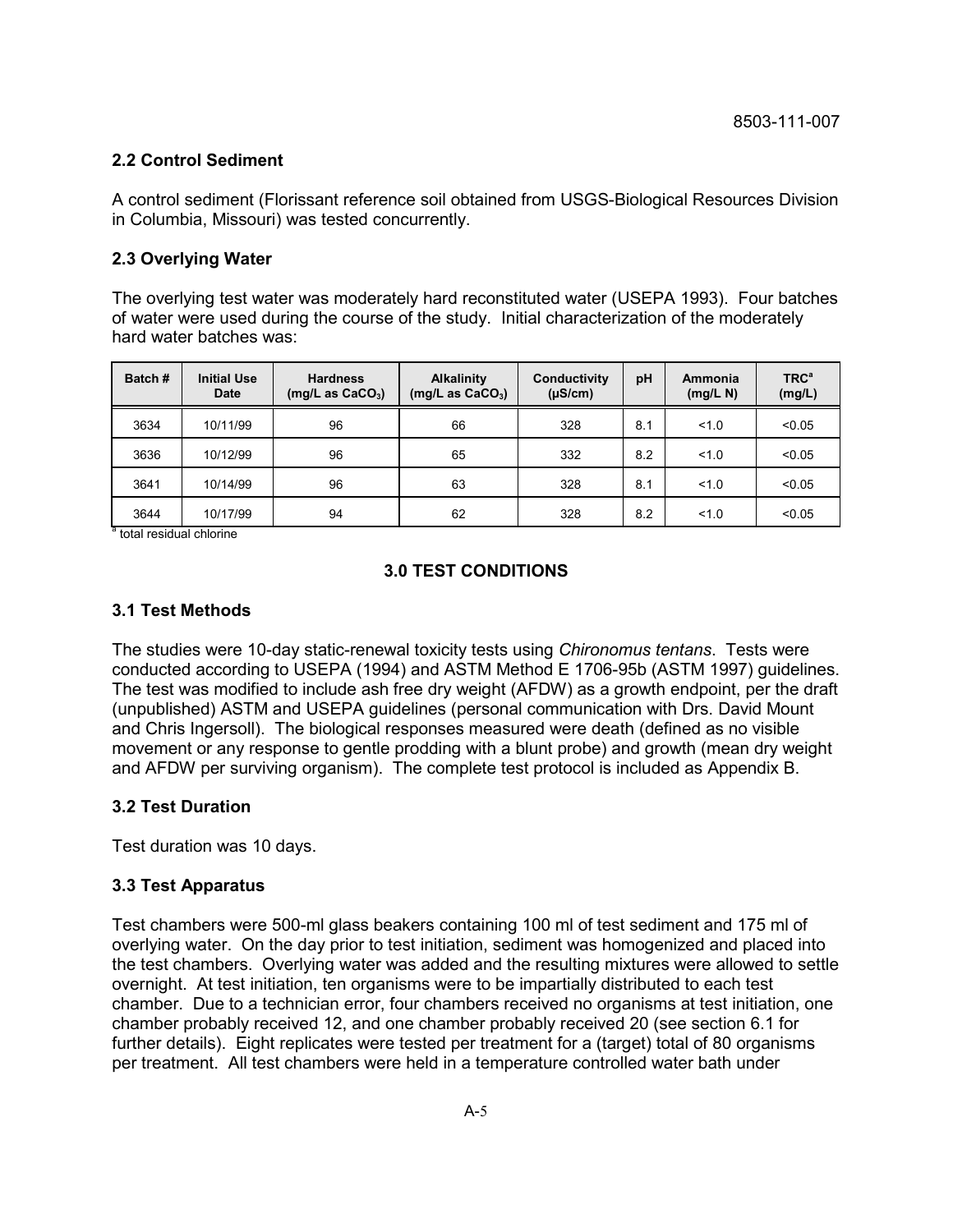## 2.2 Control Sediment

A control sediment (Florissant reference soil obtained from USGS-Biological Resources Division in Columbia, Missouri) was tested concurrently.

## 2.3 Overlying Water

The overlying test water was moderately hard reconstituted water (USEPA 1993). Four batches of water were used during the course of the study. Initial characterization of the moderately hard water batches was:

| Batch # | Initial Use Date | Hardness (mg/L as $CaCO_3$) | Alkalinity (mg/L as $CaCO_3$) | Conductivity (µS/cm) | pH | Ammonia (mg/L N) | TRC[a] (mg/L) |
|---|---|---|---|---|---|---|---|
| 3634 | 10/11/99 | 96 | 66 | 328 | 8.1 | <1.0 | <0.05 |
| 3636 | 10/12/99 | 96 | 65 | 332 | 8.2 | <1.0 | <0.05 |
| 3641 | 10/14/99 | 96 | 63 | 328 | 8.1 | <1.0 | <0.05 |
| 3644 | 10/17/99 | 94 | 62 | 328 | 8.2 | <1.0 | <0.05 |

[a] total residual chlorine

# 3.0 TEST CONDITIONS

## 3.1 Test Methods

The studies were 10-day static-renewal toxicity tests using *Chironomus tentans*. Tests were conducted according to USEPA (1994) and ASTM Method E 1706-95b (ASTM 1997) guidelines. The test was modified to include ash free dry weight (AFDW) as a growth endpoint, per the draft (unpublished) ASTM and USEPA guidelines (personal communication with Drs. David Mount and Chris Ingersoll). The biological responses measured were death (defined as no visible movement or any response to gentle prodding with a blunt probe) and growth (mean dry weight and AFDW per surviving organism). The complete test protocol is included as Appendix B.

## 3.2 Test Duration

Test duration was 10 days.

## 3.3 Test Apparatus

Test chambers were 500-ml glass beakers containing 100 ml of test sediment and 175 ml of overlying water. On the day prior to test initiation, sediment was homogenized and placed into the test chambers. Overlying water was added and the resulting mixtures were allowed to settle overnight. At test initiation, ten organisms were to be impartially distributed to each test chamber. Due to a technician error, four chambers received no organisms at test initiation, one chamber probably received 12, and one chamber probably received 20 (see section 6.1 for further details). Eight replicates were tested per treatment for a (target) total of 80 organisms per treatment. All test chambers were held in a temperature controlled water bath under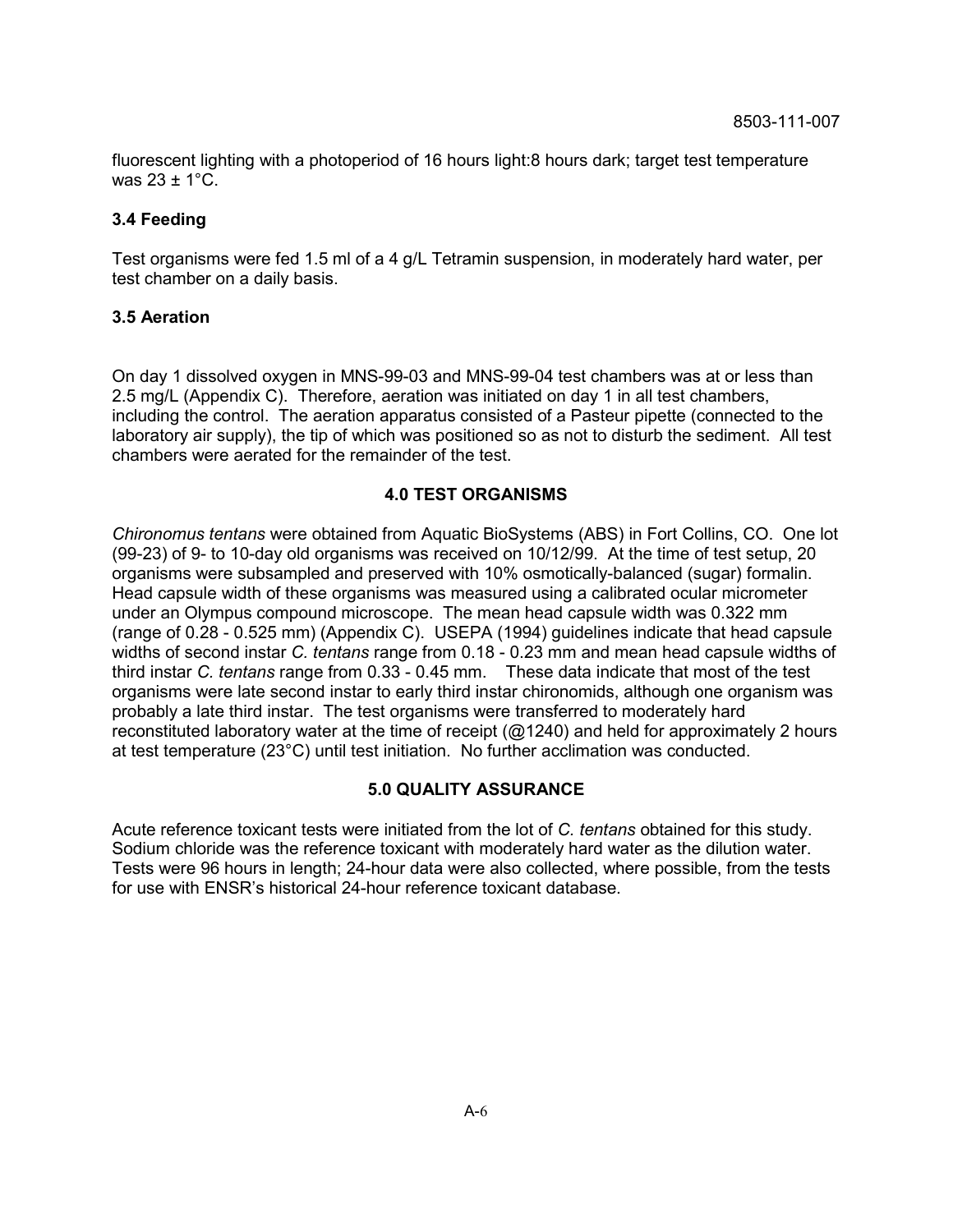fluorescent lighting with a photoperiod of 16 hours light:8 hours dark; target test temperature was 23 ± 1°C.

### 3.4 Feeding

Test organisms were fed 1.5 ml of a 4 g/L Tetramin suspension, in moderately hard water, per test chamber on a daily basis.

### 3.5 Aeration

On day 1 dissolved oxygen in MNS-99-03 and MNS-99-04 test chambers was at or less than 2.5 mg/L (Appendix C). Therefore, aeration was initiated on day 1 in all test chambers, including the control. The aeration apparatus consisted of a Pasteur pipette (connected to the laboratory air supply), the tip of which was positioned so as not to disturb the sediment. All test chambers were aerated for the remainder of the test.

## 4.0 TEST ORGANISMS

*Chironomus tentans* were obtained from Aquatic BioSystems (ABS) in Fort Collins, CO. One lot (99-23) of 9- to 10-day old organisms was received on 10/12/99. At the time of test setup, 20 organisms were subsampled and preserved with 10% osmotically-balanced (sugar) formalin. Head capsule width of these organisms was measured using a calibrated ocular micrometer under an Olympus compound microscope. The mean head capsule width was 0.322 mm (range of 0.28 - 0.525 mm) (Appendix C). USEPA (1994) guidelines indicate that head capsule widths of second instar *C. tentans* range from 0.18 - 0.23 mm and mean head capsule widths of third instar *C. tentans* range from 0.33 - 0.45 mm. These data indicate that most of the test organisms were late second instar to early third instar chironomids, although one organism was probably a late third instar. The test organisms were transferred to moderately hard reconstituted laboratory water at the time of receipt (@1240) and held for approximately 2 hours at test temperature (23°C) until test initiation. No further acclimation was conducted.

## 5.0 QUALITY ASSURANCE

Acute reference toxicant tests were initiated from the lot of *C. tentans* obtained for this study. Sodium chloride was the reference toxicant with moderately hard water as the dilution water. Tests were 96 hours in length; 24-hour data were also collected, where possible, from the tests for use with ENSR's historical 24-hour reference toxicant database.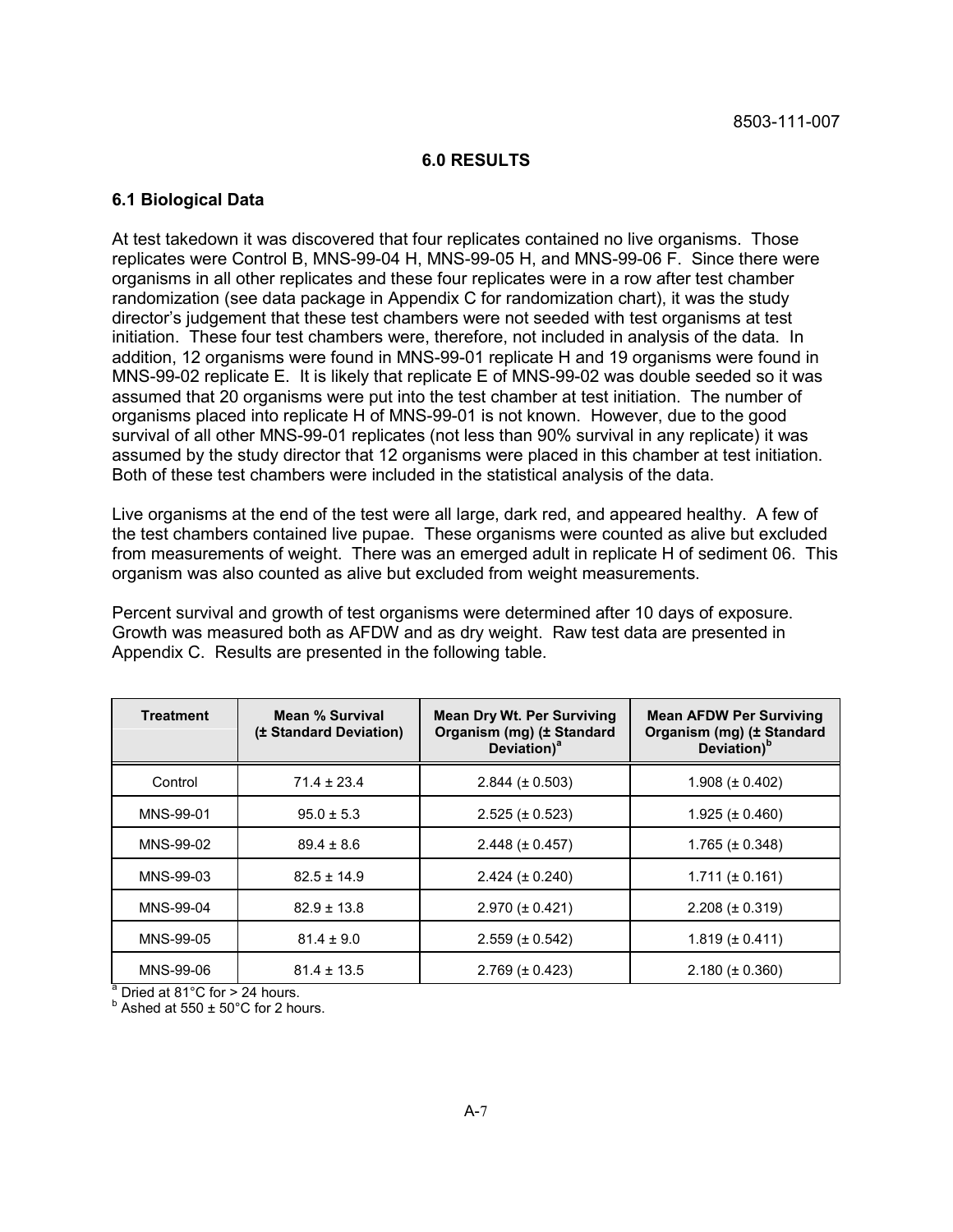## 6.0 RESULTS

### 6.1 Biological Data

At test takedown it was discovered that four replicates contained no live organisms. Those replicates were Control B, MNS-99-04 H, MNS-99-05 H, and MNS-99-06 F. Since there were organisms in all other replicates and these four replicates were in a row after test chamber randomization (see data package in Appendix C for randomization chart), it was the study director's judgement that these test chambers were not seeded with test organisms at test initiation. These four test chambers were, therefore, not included in analysis of the data. In addition, 12 organisms were found in MNS-99-01 replicate H and 19 organisms were found in MNS-99-02 replicate E. It is likely that replicate E of MNS-99-02 was double seeded so it was assumed that 20 organisms were put into the test chamber at test initiation. The number of organisms placed into replicate H of MNS-99-01 is not known. However, due to the good survival of all other MNS-99-01 replicates (not less than 90% survival in any replicate) it was assumed by the study director that 12 organisms were placed in this chamber at test initiation. Both of these test chambers were included in the statistical analysis of the data.

Live organisms at the end of the test were all large, dark red, and appeared healthy. A few of the test chambers contained live pupae. These organisms were counted as alive but excluded from measurements of weight. There was an emerged adult in replicate H of sediment 06. This organism was also counted as alive but excluded from weight measurements.

Percent survival and growth of test organisms were determined after 10 days of exposure. Growth was measured both as AFDW and as dry weight. Raw test data are presented in Appendix C. Results are presented in the following table.

| Treatment | Mean % Survival (± Standard Deviation) | Mean Dry Wt. Per Surviving Organism (mg) (± Standard Deviation)[a] | Mean AFDW Per Surviving Organism (mg) (± Standard Deviation)[b] |
|---|---|---|---|
| Control | 71.4 ± 23.4 | 2.844 (± 0.503) | 1.908 (± 0.402) |
| MNS-99-01 | 95.0 ± 5.3 | 2.525 (± 0.523) | 1.925 (± 0.460) |
| MNS-99-02 | 89.4 ± 8.6 | 2.448 (± 0.457) | 1.765 (± 0.348) |
| MNS-99-03 | 82.5 ± 14.9 | 2.424 (± 0.240) | 1.711 (± 0.161) |
| MNS-99-04 | 82.9 ± 13.8 | 2.970 (± 0.421) | 2.208 (± 0.319) |
| MNS-99-05 | 81.4 ± 9.0 | 2.559 (± 0.542) | 1.819 (± 0.411) |
| MNS-99-06 | 81.4 ± 13.5 | 2.769 (± 0.423) | 2.180 (± 0.360) |

[a] Dried at 81°C for > 24 hours.
[b] Ashed at 550 ± 50°C for 2 hours.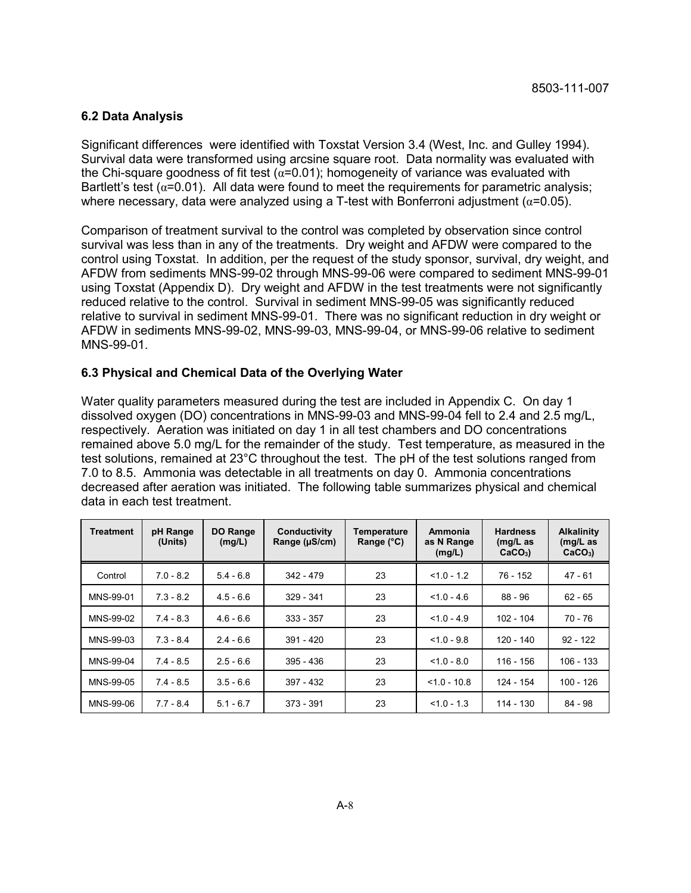### 6.2 Data Analysis

Significant differences were identified with Toxstat Version 3.4 (West, Inc. and Gulley 1994). Survival data were transformed using arcsine square root. Data normality was evaluated with the Chi-square goodness of fit test ($\alpha$=0.01); homogeneity of variance was evaluated with Bartlett's test ($\alpha$=0.01). All data were found to meet the requirements for parametric analysis; where necessary, data were analyzed using a T-test with Bonferroni adjustment ($\alpha$=0.05).

Comparison of treatment survival to the control was completed by observation since control survival was less than in any of the treatments. Dry weight and AFDW were compared to the control using Toxstat. In addition, per the request of the study sponsor, survival, dry weight, and AFDW from sediments MNS-99-02 through MNS-99-06 were compared to sediment MNS-99-01 using Toxstat (Appendix D). Dry weight and AFDW in the test treatments were not significantly reduced relative to the control. Survival in sediment MNS-99-05 was significantly reduced relative to survival in sediment MNS-99-01. There was no significant reduction in dry weight or AFDW in sediments MNS-99-02, MNS-99-03, MNS-99-04, or MNS-99-06 relative to sediment MNS-99-01.

### 6.3 Physical and Chemical Data of the Overlying Water

Water quality parameters measured during the test are included in Appendix C. On day 1 dissolved oxygen (DO) concentrations in MNS-99-03 and MNS-99-04 fell to 2.4 and 2.5 mg/L, respectively. Aeration was initiated on day 1 in all test chambers and DO concentrations remained above 5.0 mg/L for the remainder of the study. Test temperature, as measured in the test solutions, remained at 23°C throughout the test. The pH of the test solutions ranged from 7.0 to 8.5. Ammonia was detectable in all treatments on day 0. Ammonia concentrations decreased after aeration was initiated. The following table summarizes physical and chemical data in each test treatment.

| Treatment | pH Range (Units) | DO Range (mg/L) | Conductivity Range (µS/cm) | Temperature Range (°C) | Ammonia as N Range (mg/L) | Hardness (mg/L as $CaCO_3$) | Alkalinity (mg/L as $CaCO_3$) |
|---|---|---|---|---|---|---|---|
| Control | 7.0 - 8.2 | 5.4 - 6.8 | 342 - 479 | 23 | <1.0 - 1.2 | 76 - 152 | 47 - 61 |
| MNS-99-01 | 7.3 - 8.2 | 4.5 - 6.6 | 329 - 341 | 23 | <1.0 - 4.6 | 88 - 96 | 62 - 65 |
| MNS-99-02 | 7.4 - 8.3 | 4.6 - 6.6 | 333 - 357 | 23 | <1.0 - 4.9 | 102 - 104 | 70 - 76 |
| MNS-99-03 | 7.3 - 8.4 | 2.4 - 6.6 | 391 - 420 | 23 | <1.0 - 9.8 | 120 - 140 | 92 - 122 |
| MNS-99-04 | 7.4 - 8.5 | 2.5 - 6.6 | 395 - 436 | 23 | <1.0 - 8.0 | 116 - 156 | 106 - 133 |
| MNS-99-05 | 7.4 - 8.5 | 3.5 - 6.6 | 397 - 432 | 23 | <1.0 - 10.8 | 124 - 154 | 100 - 126 |
| MNS-99-06 | 7.7 - 8.4 | 5.1 - 6.7 | 373 - 391 | 23 | <1.0 - 1.3 | 114 - 130 | 84 - 98 |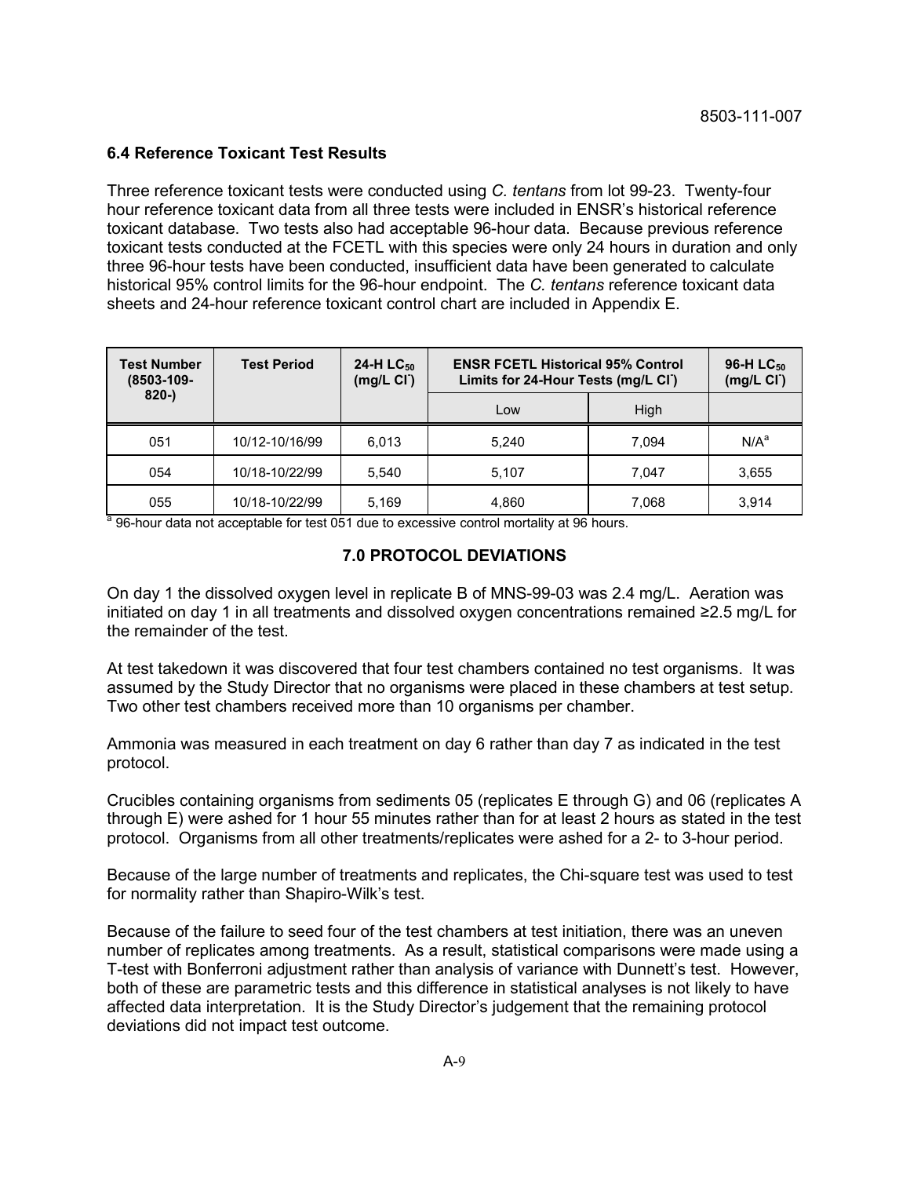## 6.4 Reference Toxicant Test Results

Three reference toxicant tests were conducted using *C. tentans* from lot 99-23. Twenty-four hour reference toxicant data from all three tests were included in ENSR's historical reference toxicant database. Two tests also had acceptable 96-hour data. Because previous reference toxicant tests conducted at the FCETL with this species were only 24 hours in duration and only three 96-hour tests have been conducted, insufficient data have been generated to calculate historical 95% control limits for the 96-hour endpoint. The *C. tentans* reference toxicant data sheets and 24-hour reference toxicant control chart are included in Appendix E.

| Test Number (8503-109-820-) | Test Period | 24-H $LC_{50}$ (mg/L $Cl^-$) | ENSR FCETL Historical 95% Control Limits for 24-Hour Tests (mg/L $Cl^-$) | | 96-H $LC_{50}$ (mg/L $Cl^-$) |
|---|---|---|---|---|---|
| | | | Low | High | |
| 051 | 10/12-10/16/99 | 6,013 | 5,240 | 7,094 | N/A[a] |
| 054 | 10/18-10/22/99 | 5,540 | 5,107 | 7,047 | 3,655 |
| 055 | 10/18-10/22/99 | 5,169 | 4,860 | 7,068 | 3,914 |

[a] 96-hour data not acceptable for test 051 due to excessive control mortality at 96 hours.

## 7.0 PROTOCOL DEVIATIONS

On day 1 the dissolved oxygen level in replicate B of MNS-99-03 was 2.4 mg/L. Aeration was initiated on day 1 in all treatments and dissolved oxygen concentrations remained ≥2.5 mg/L for the remainder of the test.

At test takedown it was discovered that four test chambers contained no test organisms. It was assumed by the Study Director that no organisms were placed in these chambers at test setup. Two other test chambers received more than 10 organisms per chamber.

Ammonia was measured in each treatment on day 6 rather than day 7 as indicated in the test protocol.

Crucibles containing organisms from sediments 05 (replicates E through G) and 06 (replicates A through E) were ashed for 1 hour 55 minutes rather than for at least 2 hours as stated in the test protocol. Organisms from all other treatments/replicates were ashed for a 2- to 3-hour period.

Because of the large number of treatments and replicates, the Chi-square test was used to test for normality rather than Shapiro-Wilk's test.

Because of the failure to seed four of the test chambers at test initiation, there was an uneven number of replicates among treatments. As a result, statistical comparisons were made using a T-test with Bonferroni adjustment rather than analysis of variance with Dunnett's test. However, both of these are parametric tests and this difference in statistical analyses is not likely to have affected data interpretation. It is the Study Director's judgement that the remaining protocol deviations did not impact test outcome.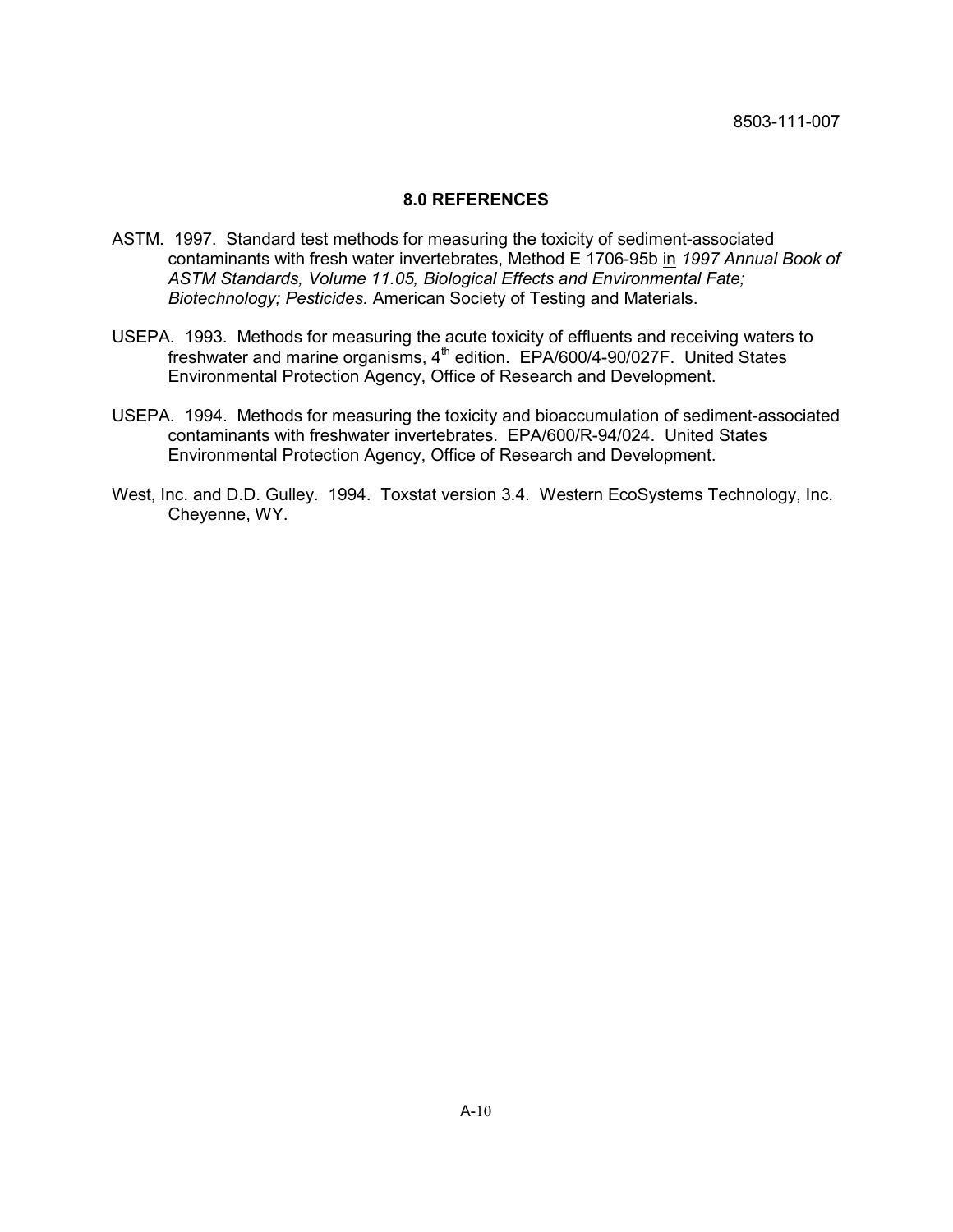## 8.0 REFERENCES

ASTM. 1997. Standard test methods for measuring the toxicity of sediment-associated contaminants with fresh water invertebrates, Method E 1706-95b in *1997 Annual Book of ASTM Standards, Volume 11.05, Biological Effects and Environmental Fate; Biotechnology; Pesticides.* American Society of Testing and Materials.

USEPA. 1993. Methods for measuring the acute toxicity of effluents and receiving waters to freshwater and marine organisms, 4th edition. EPA/600/4-90/027F. United States Environmental Protection Agency, Office of Research and Development.

USEPA. 1994. Methods for measuring the toxicity and bioaccumulation of sediment-associated contaminants with freshwater invertebrates. EPA/600/R-94/024. United States Environmental Protection Agency, Office of Research and Development.

West, Inc. and D.D. Gulley. 1994. Toxstat version 3.4. Western EcoSystems Technology, Inc. Cheyenne, WY.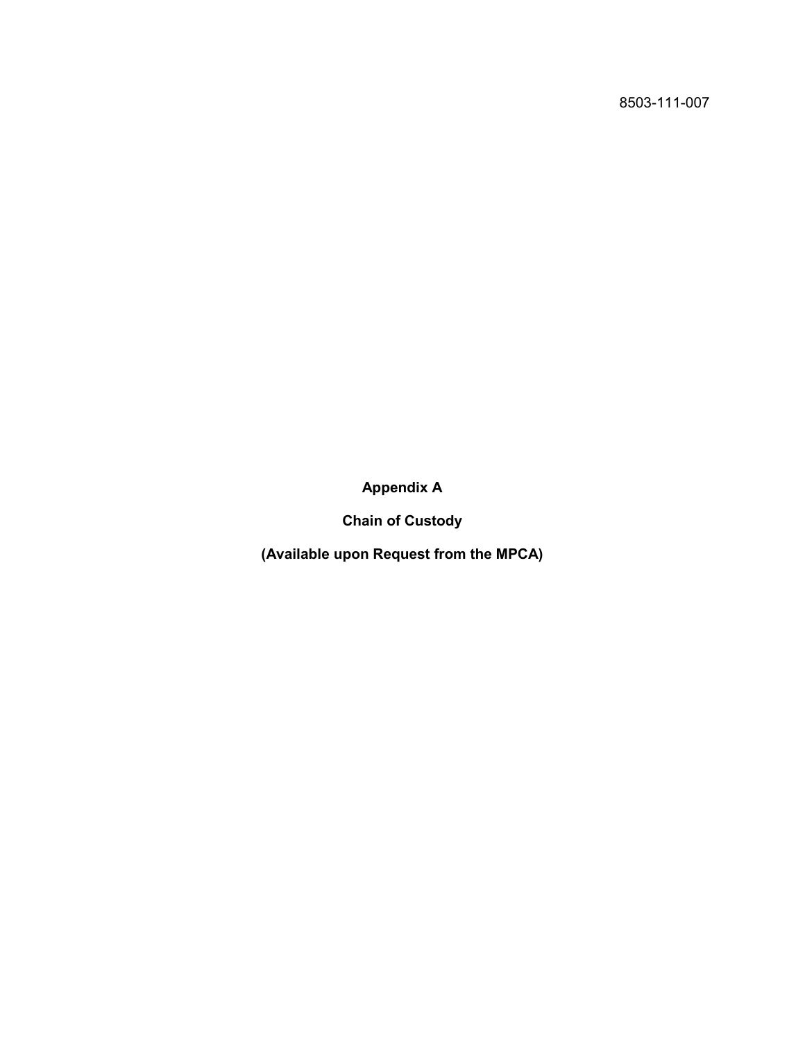8503-111-007

# Appendix A

## Chain of Custody

## (Available upon Request from the MPCA)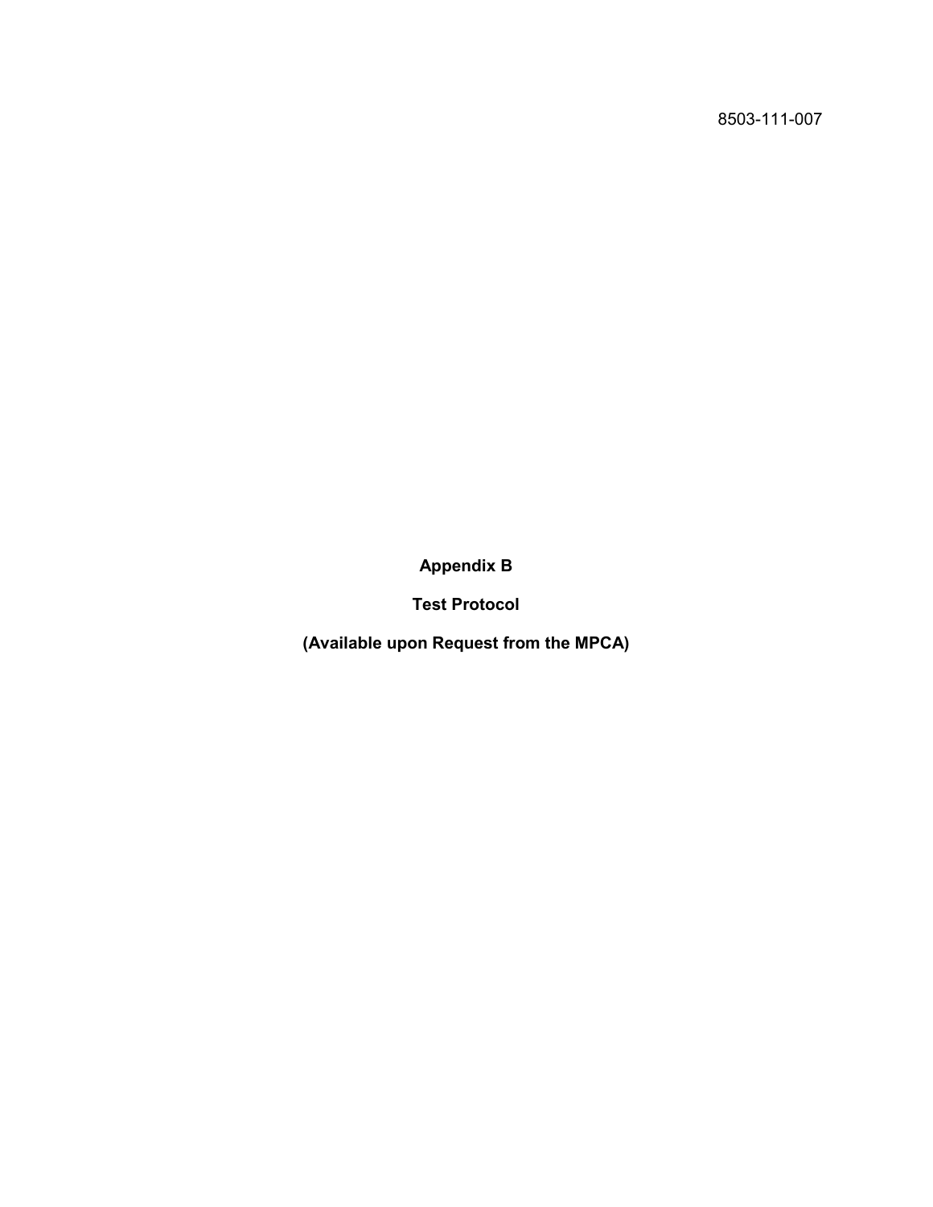8503-111-007

# Appendix B

## Test Protocol

**(Available upon Request from the MPCA)**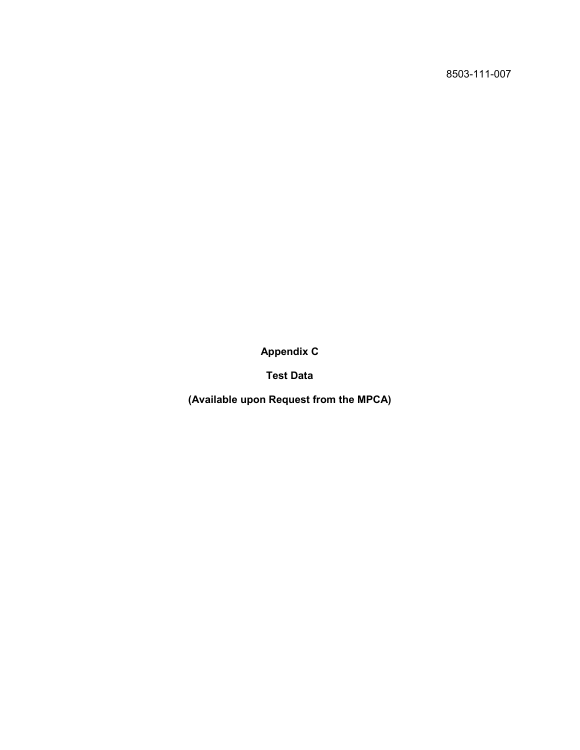8503-111-007

# Appendix C

## Test Data

## (Available upon Request from the MPCA)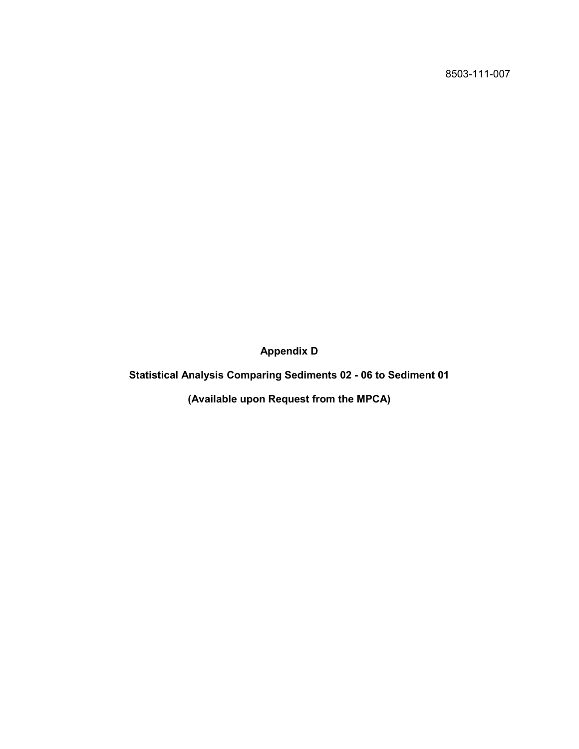8503-111-007

**Appendix D**

**Statistical Analysis Comparing Sediments 02 - 06 to Sediment 01**

**(Available upon Request from the MPCA)**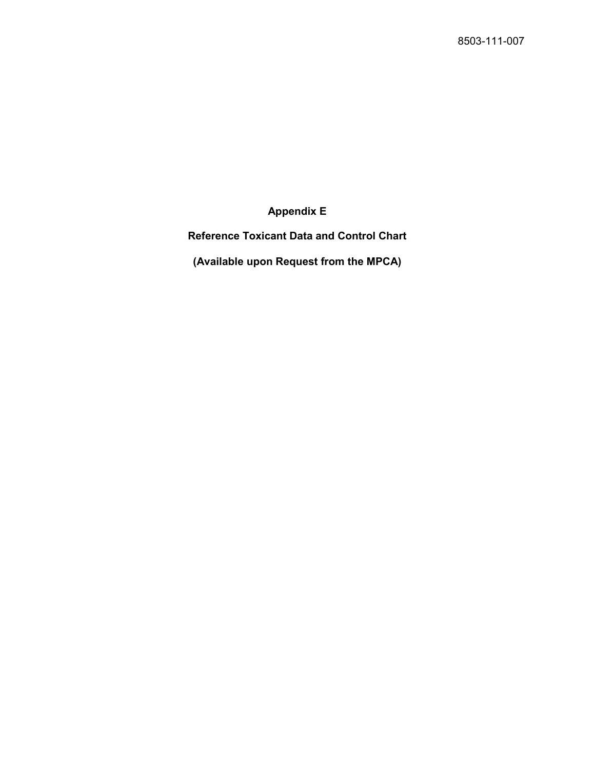# Appendix E

## Reference Toxicant Data and Control Chart

**(Available upon Request from the MPCA)**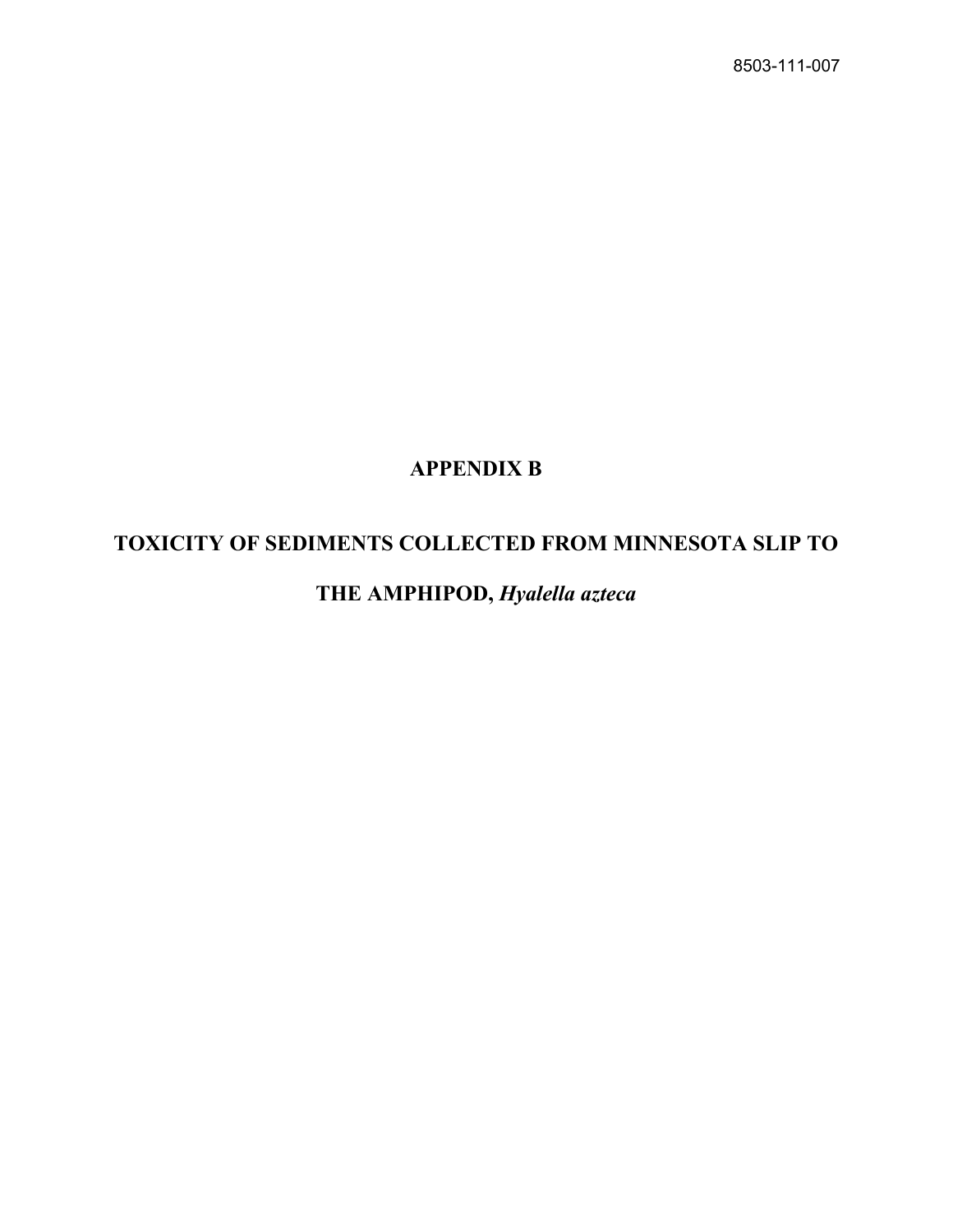# APPENDIX B

# TOXICITY OF SEDIMENTS COLLECTED FROM MINNESOTA SLIP TO THE AMPHIPOD, *Hyalella azteca*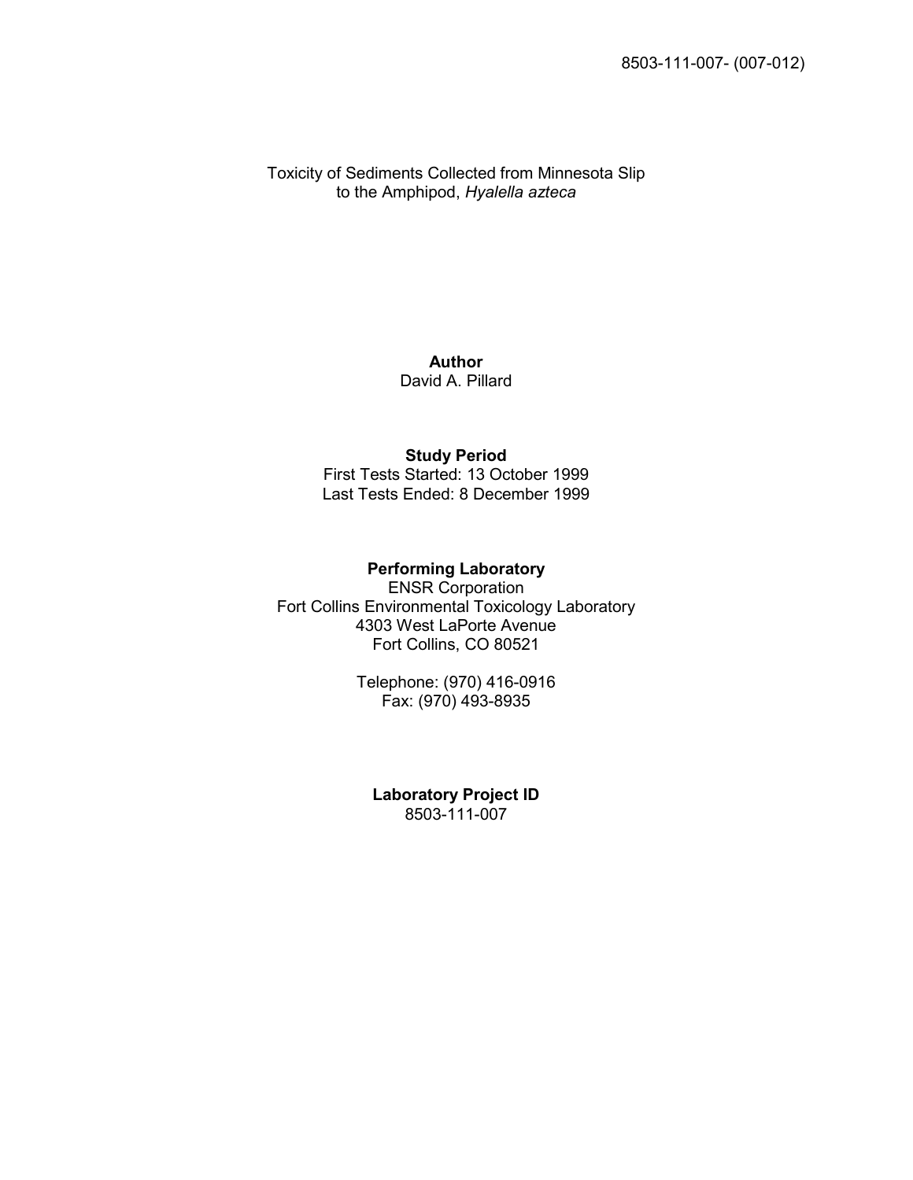8503-111-007- (007-012)

# Toxicity of Sediments Collected from Minnesota Slip to the Amphipod, *Hyalella azteca*

**Author**

David A. Pillard

**Study Period**

First Tests Started: 13 October 1999

Last Tests Ended: 8 December 1999

**Performing Laboratory**

ENSR Corporation

Fort Collins Environmental Toxicology Laboratory

4303 West LaPorte Avenue

Fort Collins, CO 80521

Telephone: (970) 416-0916

Fax: (970) 493-8935

**Laboratory Project ID**

8503-111-007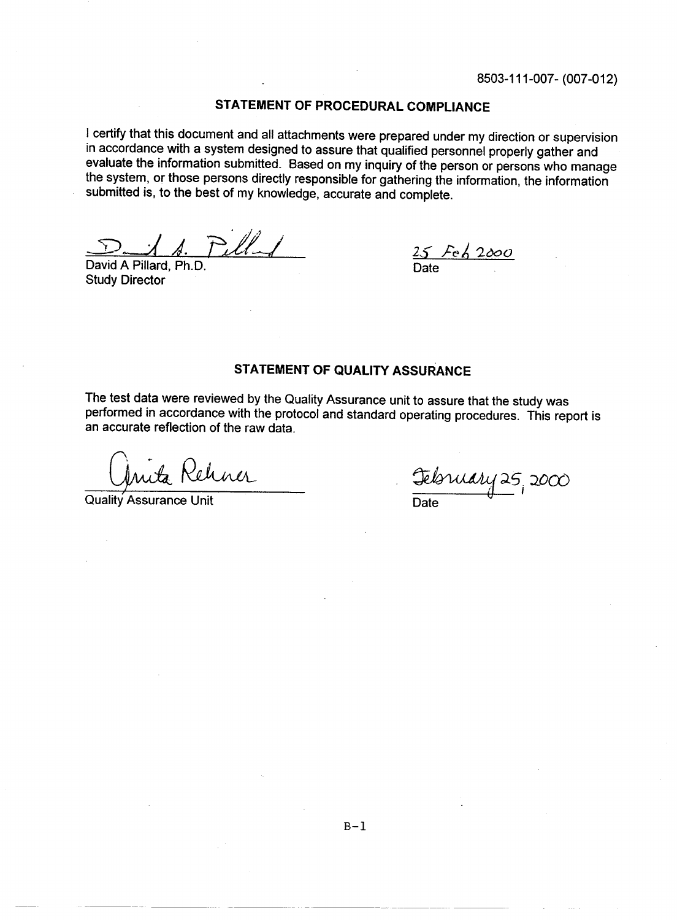8503-111-007- (007-012)

## STATEMENT OF PROCEDURAL COMPLIANCE

I certify that this document and all attachments were prepared under my direction or supervision in accordance with a system designed to assure that qualified personnel properly gather and evaluate the information submitted. Based on my inquiry of the person or persons who manage the system, or those persons directly responsible for gathering the information, the information submitted is, to the best of my knowledge, accurate and complete.

David A Pillard, Ph.D.
Study Director

25 Feb 2000
Date

## STATEMENT OF QUALITY ASSURANCE

The test data were reviewed by the Quality Assurance unit to assure that the study was performed in accordance with the protocol and standard operating procedures. This report is an accurate reflection of the raw data.

Anita Rehner
Quality Assurance Unit

February 25, 2000
Date

B-1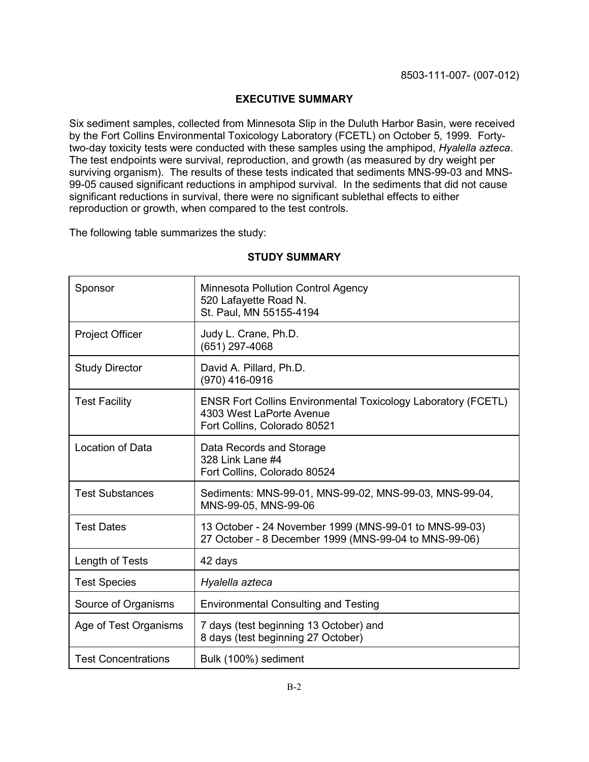8503-111-007- (007-012)

## EXECUTIVE SUMMARY

Six sediment samples, collected from Minnesota Slip in the Duluth Harbor Basin, were received by the Fort Collins Environmental Toxicology Laboratory (FCETL) on October 5, 1999. Forty-two-day toxicity tests were conducted with these samples using the amphipod, *Hyalella azteca*. The test endpoints were survival, reproduction, and growth (as measured by dry weight per surviving organism). The results of these tests indicated that sediments MNS-99-03 and MNS-99-05 caused significant reductions in amphipod survival. In the sediments that did not cause significant reductions in survival, there were no significant sublethal effects to either reproduction or growth, when compared to the test controls.

The following table summarizes the study:

### STUDY SUMMARY

| | |
|---|---|
| Sponsor | Minnesota Pollution Control Agency<br>520 Lafayette Road N.<br>St. Paul, MN 55155-4194 |
| Project Officer | Judy L. Crane, Ph.D.<br>(651) 297-4068 |
| Study Director | David A. Pillard, Ph.D.<br>(970) 416-0916 |
| Test Facility | ENSR Fort Collins Environmental Toxicology Laboratory (FCETL)<br>4303 West LaPorte Avenue<br>Fort Collins, Colorado 80521 |
| Location of Data | Data Records and Storage<br>328 Link Lane #4<br>Fort Collins, Colorado 80524 |
| Test Substances | Sediments: MNS-99-01, MNS-99-02, MNS-99-03, MNS-99-04, MNS-99-05, MNS-99-06 |
| Test Dates | 13 October - 24 November 1999 (MNS-99-01 to MNS-99-03)<br>27 October - 8 December 1999 (MNS-99-04 to MNS-99-06) |
| Length of Tests | 42 days |
| Test Species | *Hyalella azteca* |
| Source of Organisms | Environmental Consulting and Testing |
| Age of Test Organisms | 7 days (test beginning 13 October) and<br>8 days (test beginning 27 October) |
| Test Concentrations | Bulk (100%) sediment |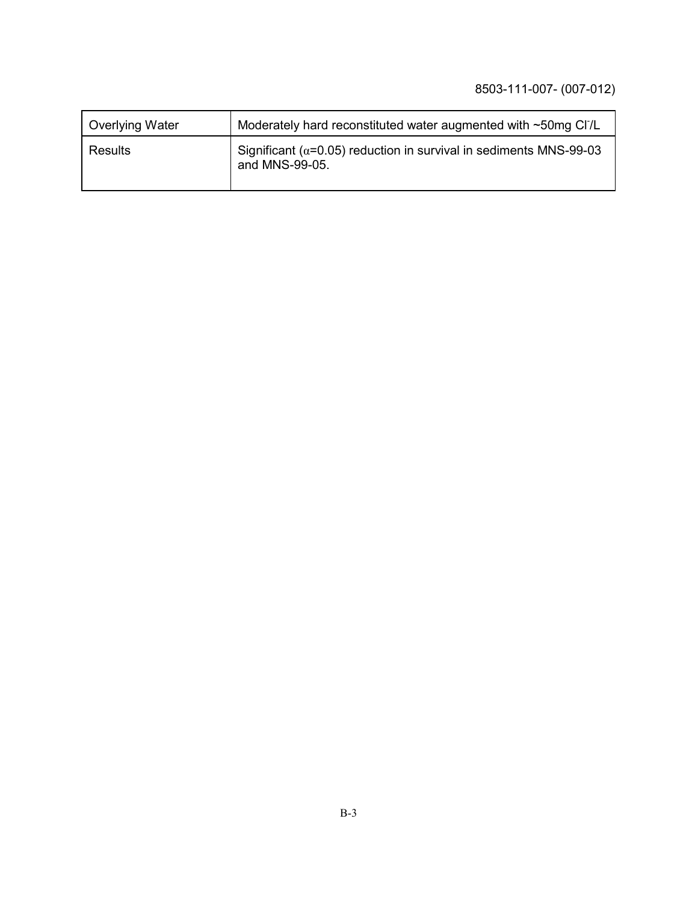| Overlying Water | Moderately hard reconstituted water augmented with ~50mg $Cl^{-}$/L |
| --- | --- |
| Results | Significant ($\alpha$=0.05) reduction in survival in sediments MNS-99-03 and MNS-99-05. |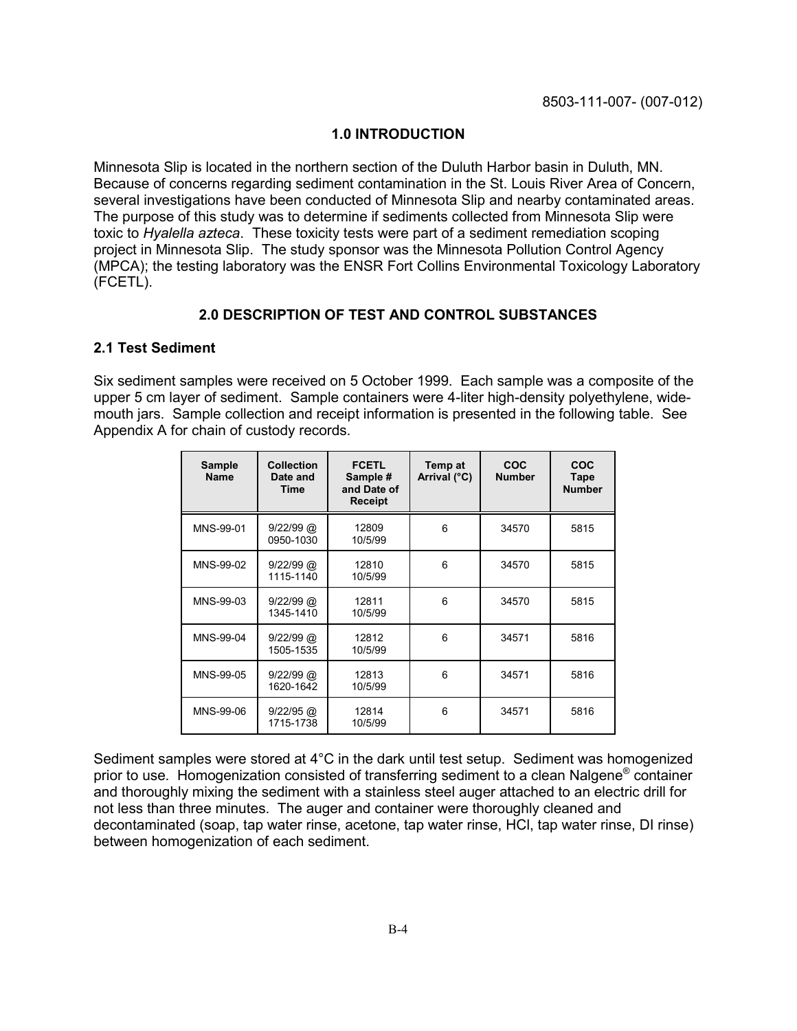8503-111-007- (007-012)

## 1.0 INTRODUCTION

Minnesota Slip is located in the northern section of the Duluth Harbor basin in Duluth, MN. Because of concerns regarding sediment contamination in the St. Louis River Area of Concern, several investigations have been conducted of Minnesota Slip and nearby contaminated areas. The purpose of this study was to determine if sediments collected from Minnesota Slip were toxic to *Hyalella azteca*. These toxicity tests were part of a sediment remediation scoping project in Minnesota Slip. The study sponsor was the Minnesota Pollution Control Agency (MPCA); the testing laboratory was the ENSR Fort Collins Environmental Toxicology Laboratory (FCETL).

## 2.0 DESCRIPTION OF TEST AND CONTROL SUBSTANCES

### 2.1 Test Sediment

Six sediment samples were received on 5 October 1999. Each sample was a composite of the upper 5 cm layer of sediment. Sample containers were 4-liter high-density polyethylene, wide-mouth jars. Sample collection and receipt information is presented in the following table. See Appendix A for chain of custody records.

| Sample Name | Collection Date and Time | FCETL Sample # and Date of Receipt | Temp at Arrival (°C) | COC Number | COC Tape Number |
|---|---|---|---|---|---|
| MNS-99-01 | 9/22/99 @ 0950-1030 | 12809 10/5/99 | 6 | 34570 | 5815 |
| MNS-99-02 | 9/22/99 @ 1115-1140 | 12810 10/5/99 | 6 | 34570 | 5815 |
| MNS-99-03 | 9/22/99 @ 1345-1410 | 12811 10/5/99 | 6 | 34570 | 5815 |
| MNS-99-04 | 9/22/99 @ 1505-1535 | 12812 10/5/99 | 6 | 34571 | 5816 |
| MNS-99-05 | 9/22/99 @ 1620-1642 | 12813 10/5/99 | 6 | 34571 | 5816 |
| MNS-99-06 | 9/22/95 @ 1715-1738 | 12814 10/5/99 | 6 | 34571 | 5816 |

Sediment samples were stored at 4°C in the dark until test setup. Sediment was homogenized prior to use. Homogenization consisted of transferring sediment to a clean Nalgene® container and thoroughly mixing the sediment with a stainless steel auger attached to an electric drill for not less than three minutes. The auger and container were thoroughly cleaned and decontaminated (soap, tap water rinse, acetone, tap water rinse, HCl, tap water rinse, DI rinse) between homogenization of each sediment.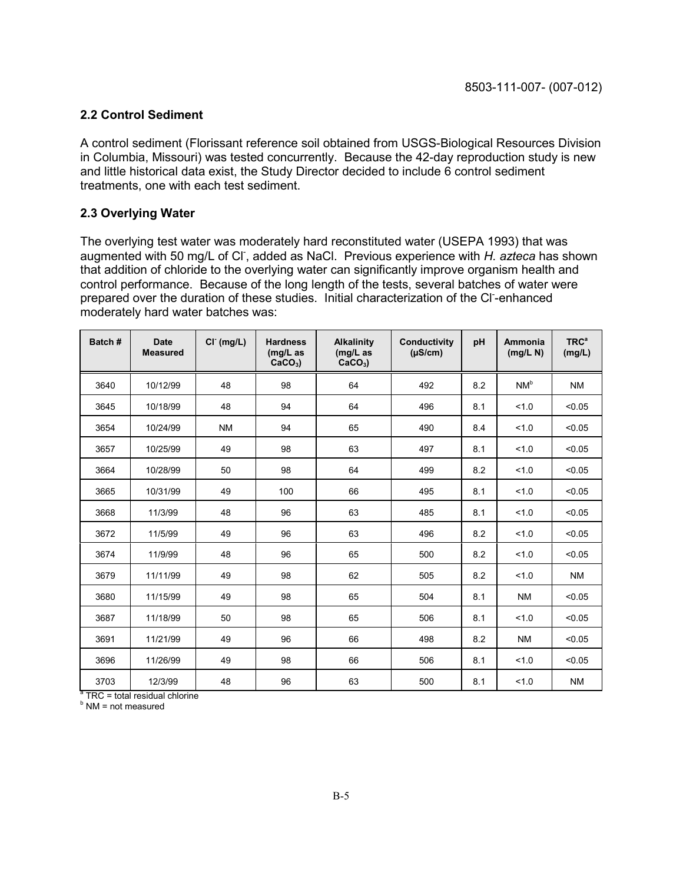## 2.2 Control Sediment

A control sediment (Florissant reference soil obtained from USGS-Biological Resources Division in Columbia, Missouri) was tested concurrently. Because the 42-day reproduction study is new and little historical data exist, the Study Director decided to include 6 control sediment treatments, one with each test sediment.

## 2.3 Overlying Water

The overlying test water was moderately hard reconstituted water (USEPA 1993) that was augmented with 50 mg/L of $Cl^-$, added as NaCl. Previous experience with *H. azteca* has shown that addition of chloride to the overlying water can significantly improve organism health and control performance. Because of the long length of the tests, several batches of water were prepared over the duration of these studies. Initial characterization of the $Cl^-$-enhanced moderately hard water batches was:

| Batch # | Date Measured | $Cl^-$ (mg/L) | Hardness (mg/L as $CaCO_3$) | Alkalinity (mg/L as $CaCO_3$) | Conductivity (µS/cm) | pH | Ammonia (mg/L N) | TRC[a] (mg/L) |
|---|---|---|---|---|---|---|---|---|
| 3640 | 10/12/99 | 48 | 98 | 64 | 492 | 8.2 | NM[b] | NM |
| 3645 | 10/18/99 | 48 | 94 | 64 | 496 | 8.1 | <1.0 | <0.05 |
| 3654 | 10/24/99 | NM | 94 | 65 | 490 | 8.4 | <1.0 | <0.05 |
| 3657 | 10/25/99 | 49 | 98 | 63 | 497 | 8.1 | <1.0 | <0.05 |
| 3664 | 10/28/99 | 50 | 98 | 64 | 499 | 8.2 | <1.0 | <0.05 |
| 3665 | 10/31/99 | 49 | 100 | 66 | 495 | 8.1 | <1.0 | <0.05 |
| 3668 | 11/3/99 | 48 | 96 | 63 | 485 | 8.1 | <1.0 | <0.05 |
| 3672 | 11/5/99 | 49 | 96 | 63 | 496 | 8.2 | <1.0 | <0.05 |
| 3674 | 11/9/99 | 48 | 96 | 65 | 500 | 8.2 | <1.0 | <0.05 |
| 3679 | 11/11/99 | 49 | 98 | 62 | 505 | 8.2 | <1.0 | NM |
| 3680 | 11/15/99 | 49 | 98 | 65 | 504 | 8.1 | NM | <0.05 |
| 3687 | 11/18/99 | 50 | 98 | 65 | 506 | 8.1 | <1.0 | <0.05 |
| 3691 | 11/21/99 | 49 | 96 | 66 | 498 | 8.2 | NM | <0.05 |
| 3696 | 11/26/99 | 49 | 98 | 66 | 506 | 8.1 | <1.0 | <0.05 |
| 3703 | 12/3/99 | 48 | 96 | 63 | 500 | 8.1 | <1.0 | NM |

[a] TRC = total residual chlorine
[b] NM = not measured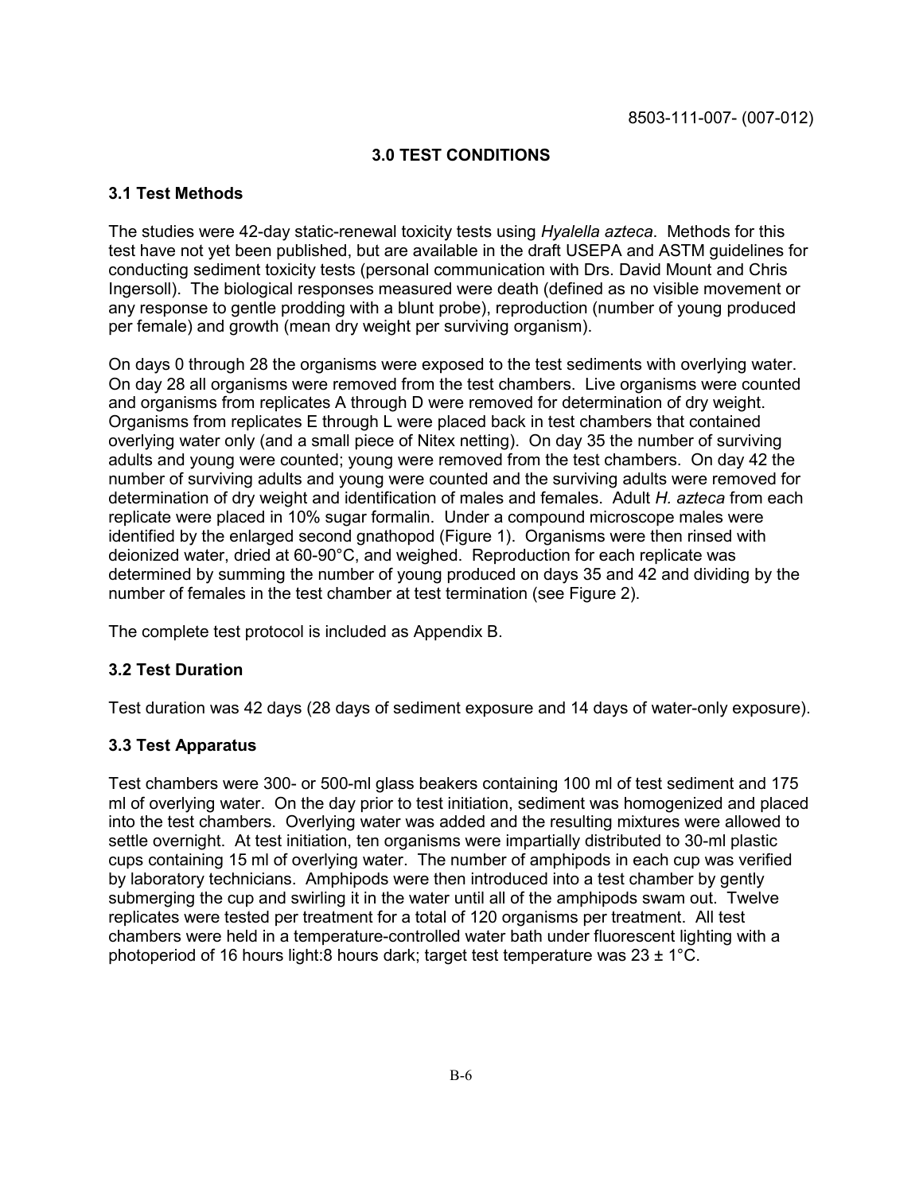8503-111-007- (007-012)

## 3.0 TEST CONDITIONS

### 3.1 Test Methods

The studies were 42-day static-renewal toxicity tests using *Hyalella azteca*. Methods for this test have not yet been published, but are available in the draft USEPA and ASTM guidelines for conducting sediment toxicity tests (personal communication with Drs. David Mount and Chris Ingersoll). The biological responses measured were death (defined as no visible movement or any response to gentle prodding with a blunt probe), reproduction (number of young produced per female) and growth (mean dry weight per surviving organism).

On days 0 through 28 the organisms were exposed to the test sediments with overlying water. On day 28 all organisms were removed from the test chambers. Live organisms were counted and organisms from replicates A through D were removed for determination of dry weight. Organisms from replicates E through L were placed back in test chambers that contained overlying water only (and a small piece of Nitex netting). On day 35 the number of surviving adults and young were counted; young were removed from the test chambers. On day 42 the number of surviving adults and young were counted and the surviving adults were removed for determination of dry weight and identification of males and females. Adult *H. azteca* from each replicate were placed in 10% sugar formalin. Under a compound microscope males were identified by the enlarged second gnathopod (Figure 1). Organisms were then rinsed with deionized water, dried at 60-90°C, and weighed. Reproduction for each replicate was determined by summing the number of young produced on days 35 and 42 and dividing by the number of females in the test chamber at test termination (see Figure 2).

The complete test protocol is included as Appendix B.

### 3.2 Test Duration

Test duration was 42 days (28 days of sediment exposure and 14 days of water-only exposure).

### 3.3 Test Apparatus

Test chambers were 300- or 500-ml glass beakers containing 100 ml of test sediment and 175 ml of overlying water. On the day prior to test initiation, sediment was homogenized and placed into the test chambers. Overlying water was added and the resulting mixtures were allowed to settle overnight. At test initiation, ten organisms were impartially distributed to 30-ml plastic cups containing 15 ml of overlying water. The number of amphipods in each cup was verified by laboratory technicians. Amphipods were then introduced into a test chamber by gently submerging the cup and swirling it in the water until all of the amphipods swam out. Twelve replicates were tested per treatment for a total of 120 organisms per treatment. All test chambers were held in a temperature-controlled water bath under fluorescent lighting with a photoperiod of 16 hours light:8 hours dark; target test temperature was 23 ± 1°C.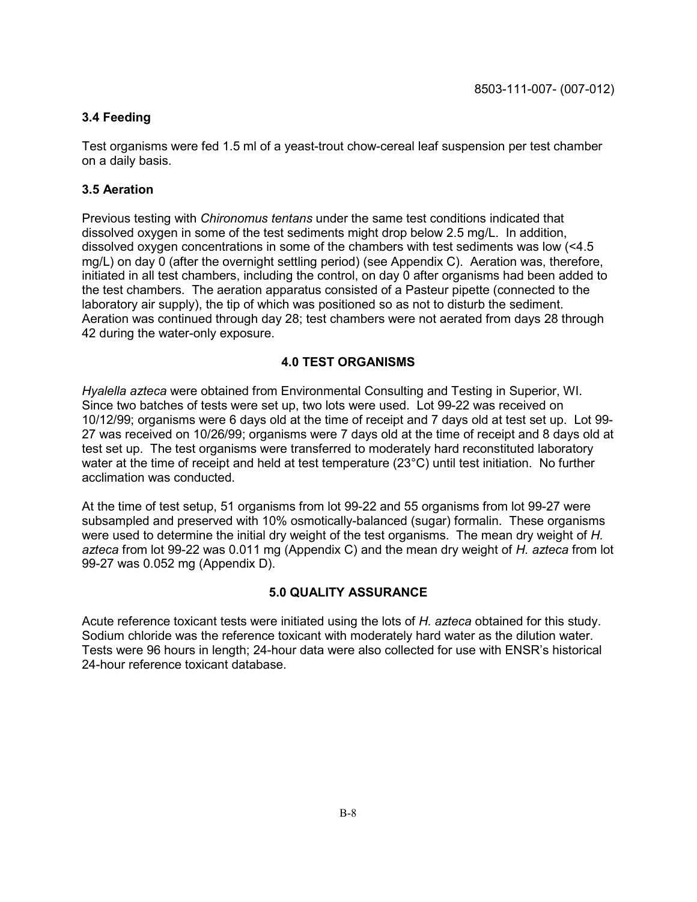### 3.4 Feeding

Test organisms were fed 1.5 ml of a yeast-trout chow-cereal leaf suspension per test chamber on a daily basis.

### 3.5 Aeration

Previous testing with *Chironomus tentans* under the same test conditions indicated that dissolved oxygen in some of the test sediments might drop below 2.5 mg/L. In addition, dissolved oxygen concentrations in some of the chambers with test sediments was low (<4.5 mg/L) on day 0 (after the overnight settling period) (see Appendix C). Aeration was, therefore, initiated in all test chambers, including the control, on day 0 after organisms had been added to the test chambers. The aeration apparatus consisted of a Pasteur pipette (connected to the laboratory air supply), the tip of which was positioned so as not to disturb the sediment. Aeration was continued through day 28; test chambers were not aerated from days 28 through 42 during the water-only exposure.

## 4.0 TEST ORGANISMS

*Hyalella azteca* were obtained from Environmental Consulting and Testing in Superior, WI. Since two batches of tests were set up, two lots were used. Lot 99-22 was received on 10/12/99; organisms were 6 days old at the time of receipt and 7 days old at test set up. Lot 99-27 was received on 10/26/99; organisms were 7 days old at the time of receipt and 8 days old at test set up. The test organisms were transferred to moderately hard reconstituted laboratory water at the time of receipt and held at test temperature (23°C) until test initiation. No further acclimation was conducted.

At the time of test setup, 51 organisms from lot 99-22 and 55 organisms from lot 99-27 were subsampled and preserved with 10% osmotically-balanced (sugar) formalin. These organisms were used to determine the initial dry weight of the test organisms. The mean dry weight of *H. azteca* from lot 99-22 was 0.011 mg (Appendix C) and the mean dry weight of *H. azteca* from lot 99-27 was 0.052 mg (Appendix D).

## 5.0 QUALITY ASSURANCE

Acute reference toxicant tests were initiated using the lots of *H. azteca* obtained for this study. Sodium chloride was the reference toxicant with moderately hard water as the dilution water. Tests were 96 hours in length; 24-hour data were also collected for use with ENSR's historical 24-hour reference toxicant database.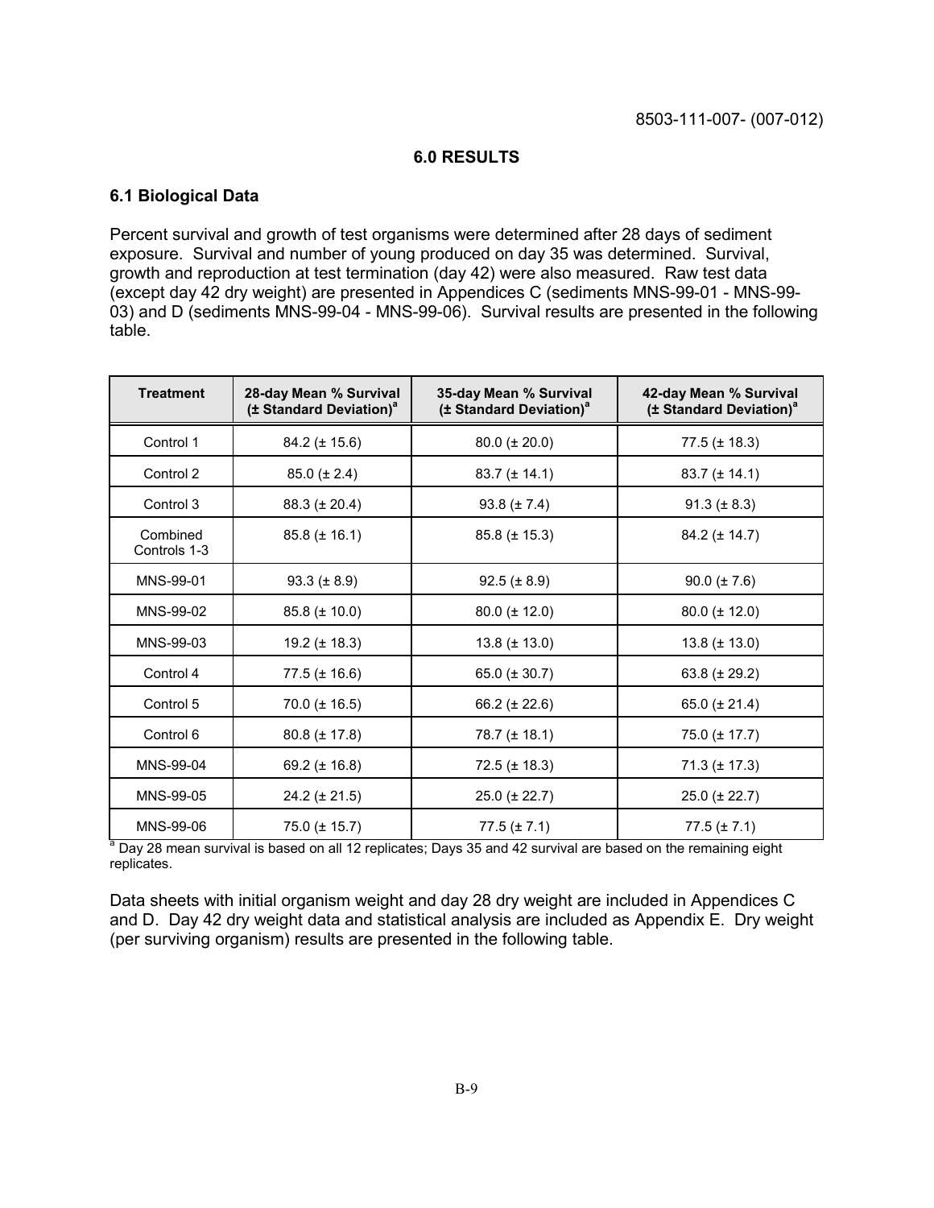## 6.0 RESULTS

### 6.1 Biological Data

Percent survival and growth of test organisms were determined after 28 days of sediment exposure. Survival and number of young produced on day 35 was determined. Survival, growth and reproduction at test termination (day 42) were also measured. Raw test data (except day 42 dry weight) are presented in Appendices C (sediments MNS-99-01 - MNS-99-03) and D (sediments MNS-99-04 - MNS-99-06). Survival results are presented in the following table.

| Treatment | 28-day Mean % Survival (± Standard Deviation)[a] | 35-day Mean % Survival (± Standard Deviation)[a] | 42-day Mean % Survival (± Standard Deviation)[a] |
|---|---|---|---|
| Control 1 | 84.2 (± 15.6) | 80.0 (± 20.0) | 77.5 (± 18.3) |
| Control 2 | 85.0 (± 2.4) | 83.7 (± 14.1) | 83.7 (± 14.1) |
| Control 3 | 88.3 (± 20.4) | 93.8 (± 7.4) | 91.3 (± 8.3) |
| Combined Controls 1-3 | 85.8 (± 16.1) | 85.8 (± 15.3) | 84.2 (± 14.7) |
| MNS-99-01 | 93.3 (± 8.9) | 92.5 (± 8.9) | 90.0 (± 7.6) |
| MNS-99-02 | 85.8 (± 10.0) | 80.0 (± 12.0) | 80.0 (± 12.0) |
| MNS-99-03 | 19.2 (± 18.3) | 13.8 (± 13.0) | 13.8 (± 13.0) |
| Control 4 | 77.5 (± 16.6) | 65.0 (± 30.7) | 63.8 (± 29.2) |
| Control 5 | 70.0 (± 16.5) | 66.2 (± 22.6) | 65.0 (± 21.4) |
| Control 6 | 80.8 (± 17.8) | 78.7 (± 18.1) | 75.0 (± 17.7) |
| MNS-99-04 | 69.2 (± 16.8) | 72.5 (± 18.3) | 71.3 (± 17.3) |
| MNS-99-05 | 24.2 (± 21.5) | 25.0 (± 22.7) | 25.0 (± 22.7) |
| MNS-99-06 | 75.0 (± 15.7) | 77.5 (± 7.1) | 77.5 (± 7.1) |

[a] Day 28 mean survival is based on all 12 replicates; Days 35 and 42 survival are based on the remaining eight replicates.

Data sheets with initial organism weight and day 28 dry weight are included in Appendices C and D. Day 42 dry weight data and statistical analysis are included as Appendix E. Dry weight (per surviving organism) results are presented in the following table.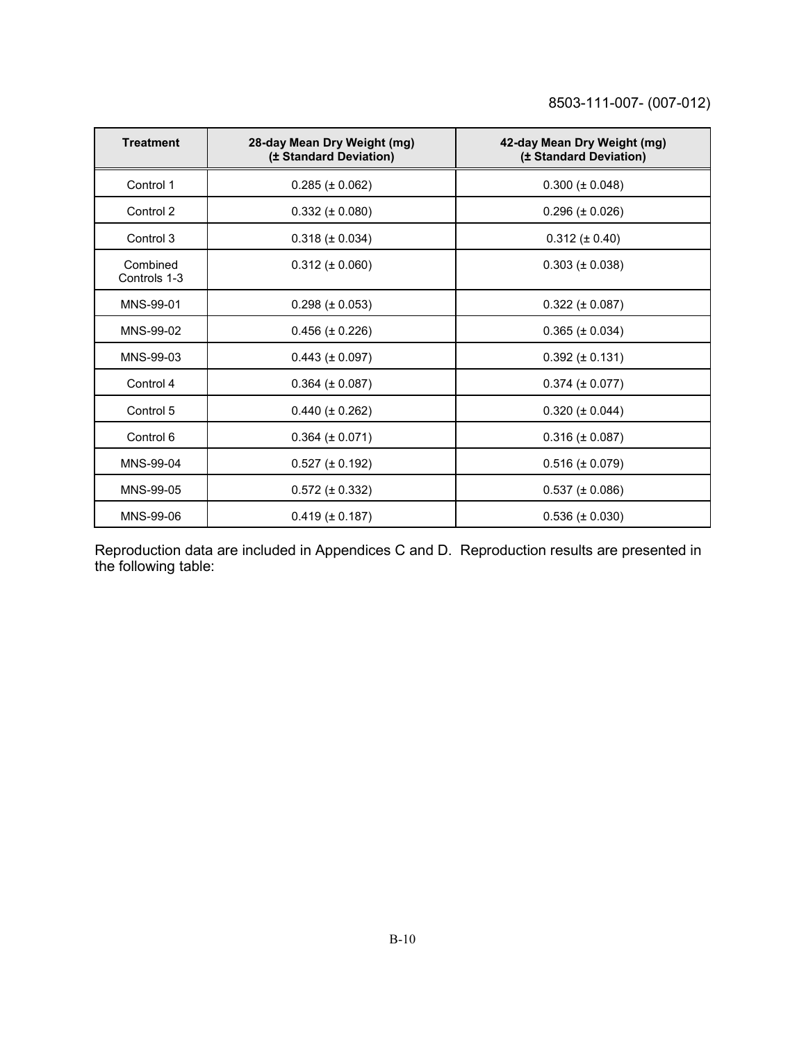8503-111-007- (007-012)

| Treatment | 28-day Mean Dry Weight (mg) (± Standard Deviation) | 42-day Mean Dry Weight (mg) (± Standard Deviation) |
|---|---|---|
| Control 1 | 0.285 (± 0.062) | 0.300 (± 0.048) |
| Control 2 | 0.332 (± 0.080) | 0.296 (± 0.026) |
| Control 3 | 0.318 (± 0.034) | 0.312 (± 0.40) |
| Combined Controls 1-3 | 0.312 (± 0.060) | 0.303 (± 0.038) |
| MNS-99-01 | 0.298 (± 0.053) | 0.322 (± 0.087) |
| MNS-99-02 | 0.456 (± 0.226) | 0.365 (± 0.034) |
| MNS-99-03 | 0.443 (± 0.097) | 0.392 (± 0.131) |
| Control 4 | 0.364 (± 0.087) | 0.374 (± 0.077) |
| Control 5 | 0.440 (± 0.262) | 0.320 (± 0.044) |
| Control 6 | 0.364 (± 0.071) | 0.316 (± 0.087) |
| MNS-99-04 | 0.527 (± 0.192) | 0.516 (± 0.079) |
| MNS-99-05 | 0.572 (± 0.332) | 0.537 (± 0.086) |
| MNS-99-06 | 0.419 (± 0.187) | 0.536 (± 0.030) |

Reproduction data are included in Appendices C and D. Reproduction results are presented in the following table: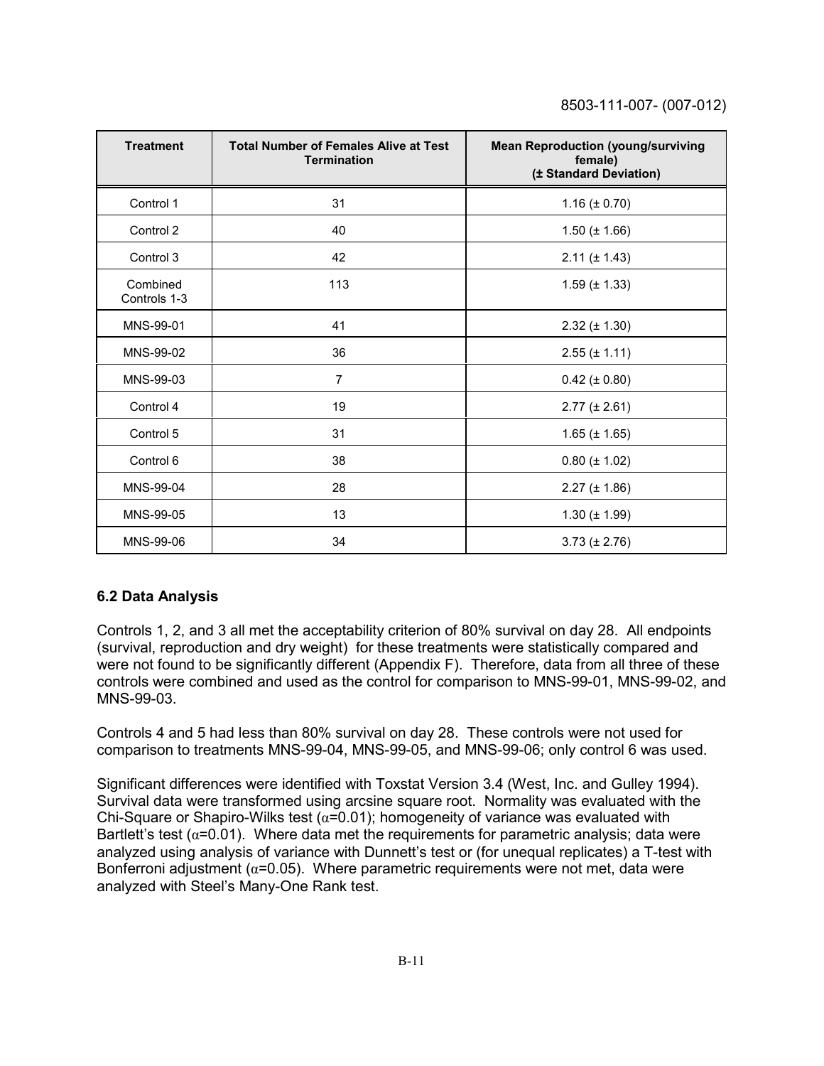| Treatment | Total Number of Females Alive at Test Termination | Mean Reproduction (young/surviving female) (± Standard Deviation) |
|---|---|---|
| Control 1 | 31 | 1.16 (± 0.70) |
| Control 2 | 40 | 1.50 (± 1.66) |
| Control 3 | 42 | 2.11 (± 1.43) |
| Combined Controls 1-3 | 113 | 1.59 (± 1.33) |
| MNS-99-01 | 41 | 2.32 (± 1.30) |
| MNS-99-02 | 36 | 2.55 (± 1.11) |
| MNS-99-03 | 7 | 0.42 (± 0.80) |
| Control 4 | 19 | 2.77 (± 2.61) |
| Control 5 | 31 | 1.65 (± 1.65) |
| Control 6 | 38 | 0.80 (± 1.02) |
| MNS-99-04 | 28 | 2.27 (± 1.86) |
| MNS-99-05 | 13 | 1.30 (± 1.99) |
| MNS-99-06 | 34 | 3.73 (± 2.76) |

### 6.2 Data Analysis

Controls 1, 2, and 3 all met the acceptability criterion of 80% survival on day 28. All endpoints (survival, reproduction and dry weight) for these treatments were statistically compared and were not found to be significantly different (Appendix F). Therefore, data from all three of these controls were combined and used as the control for comparison to MNS-99-01, MNS-99-02, and MNS-99-03.

Controls 4 and 5 had less than 80% survival on day 28. These controls were not used for comparison to treatments MNS-99-04, MNS-99-05, and MNS-99-06; only control 6 was used.

Significant differences were identified with Toxstat Version 3.4 (West, Inc. and Gulley 1994). Survival data were transformed using arcsine square root. Normality was evaluated with the Chi-Square or Shapiro-Wilks test ($\alpha$=0.01); homogeneity of variance was evaluated with Bartlett's test ($\alpha$=0.01). Where data met the requirements for parametric analysis; data were analyzed using analysis of variance with Dunnett's test or (for unequal replicates) a T-test with Bonferroni adjustment ($\alpha$=0.05). Where parametric requirements were not met, data were analyzed with Steel's Many-One Rank test.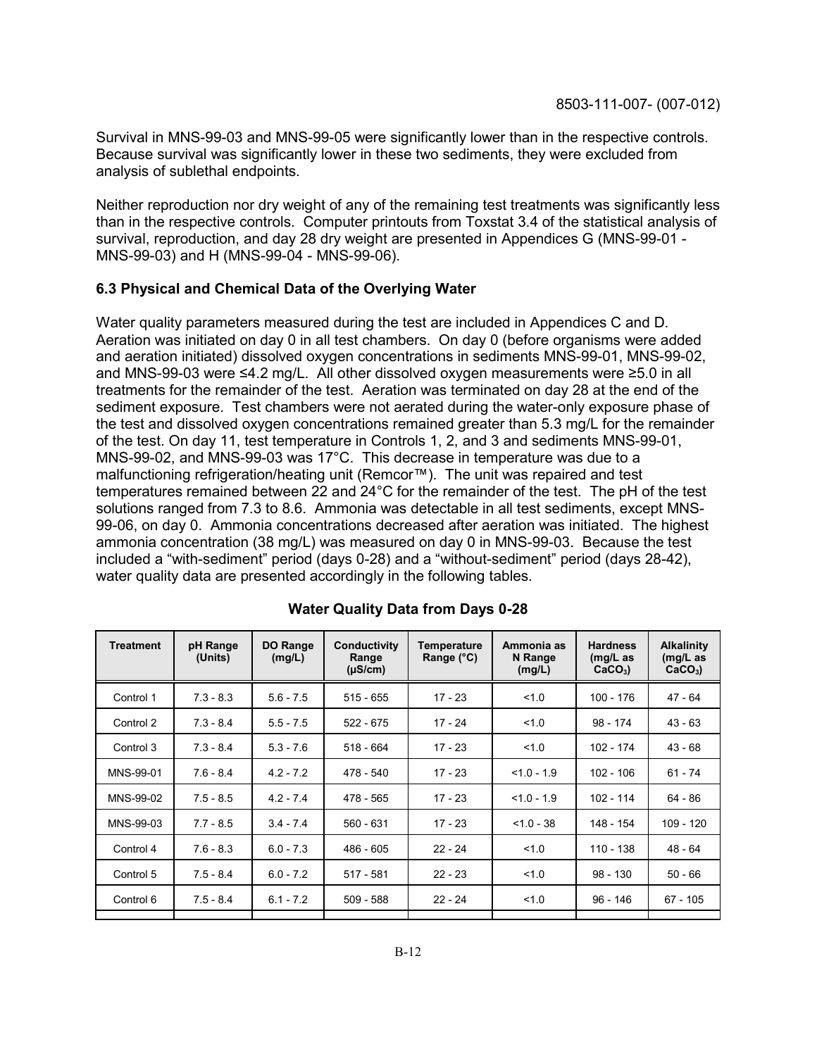Survival in MNS-99-03 and MNS-99-05 were significantly lower than in the respective controls. Because survival was significantly lower in these two sediments, they were excluded from analysis of sublethal endpoints.

Neither reproduction nor dry weight of any of the remaining test treatments was significantly less than in the respective controls. Computer printouts from Toxstat 3.4 of the statistical analysis of survival, reproduction, and day 28 dry weight are presented in Appendices G (MNS-99-01 - MNS-99-03) and H (MNS-99-04 - MNS-99-06).

### 6.3 Physical and Chemical Data of the Overlying Water

Water quality parameters measured during the test are included in Appendices C and D. Aeration was initiated on day 0 in all test chambers. On day 0 (before organisms were added and aeration initiated) dissolved oxygen concentrations in sediments MNS-99-01, MNS-99-02, and MNS-99-03 were ≤4.2 mg/L. All other dissolved oxygen measurements were ≥5.0 in all treatments for the remainder of the test. Aeration was terminated on day 28 at the end of the sediment exposure. Test chambers were not aerated during the water-only exposure phase of the test and dissolved oxygen concentrations remained greater than 5.3 mg/L for the remainder of the test. On day 11, test temperature in Controls 1, 2, and 3 and sediments MNS-99-01, MNS-99-02, and MNS-99-03 was 17°C. This decrease in temperature was due to a malfunctioning refrigeration/heating unit (Remcor™). The unit was repaired and test temperatures remained between 22 and 24°C for the remainder of the test. The pH of the test solutions ranged from 7.3 to 8.6. Ammonia was detectable in all test sediments, except MNS-99-06, on day 0. Ammonia concentrations decreased after aeration was initiated. The highest ammonia concentration (38 mg/L) was measured on day 0 in MNS-99-03. Because the test included a "with-sediment" period (days 0-28) and a "without-sediment" period (days 28-42), water quality data are presented accordingly in the following tables.

**Water Quality Data from Days 0-28**

| Treatment | pH Range (Units) | DO Range (mg/L) | Conductivity Range (µS/cm) | Temperature Range (°C) | Ammonia as N Range (mg/L) | Hardness (mg/L as $CaCO_3$) | Alkalinity (mg/L as $CaCO_3$) |
|---|---|---|---|---|---|---|---|
| Control 1 | 7.3 - 8.3 | 5.6 - 7.5 | 515 - 655 | 17 - 23 | <1.0 | 100 - 176 | 47 - 64 |
| Control 2 | 7.3 - 8.4 | 5.5 - 7.5 | 522 - 675 | 17 - 24 | <1.0 | 98 - 174 | 43 - 63 |
| Control 3 | 7.3 - 8.4 | 5.3 - 7.6 | 518 - 664 | 17 - 23 | <1.0 | 102 - 174 | 43 - 68 |
| MNS-99-01 | 7.6 - 8.4 | 4.2 - 7.2 | 478 - 540 | 17 - 23 | <1.0 - 1.9 | 102 - 106 | 61 - 74 |
| MNS-99-02 | 7.5 - 8.5 | 4.2 - 7.4 | 478 - 565 | 17 - 23 | <1.0 - 1.9 | 102 - 114 | 64 - 86 |
| MNS-99-03 | 7.7 - 8.5 | 3.4 - 7.4 | 560 - 631 | 17 - 23 | <1.0 - 38 | 148 - 154 | 109 - 120 |
| Control 4 | 7.6 - 8.3 | 6.0 - 7.3 | 486 - 605 | 22 - 24 | <1.0 | 110 - 138 | 48 - 64 |
| Control 5 | 7.5 - 8.4 | 6.0 - 7.2 | 517 - 581 | 22 - 23 | <1.0 | 98 - 130 | 50 - 66 |
| Control 6 | 7.5 - 8.4 | 6.1 - 7.2 | 509 - 588 | 22 - 24 | <1.0 | 96 - 146 | 67 - 105 |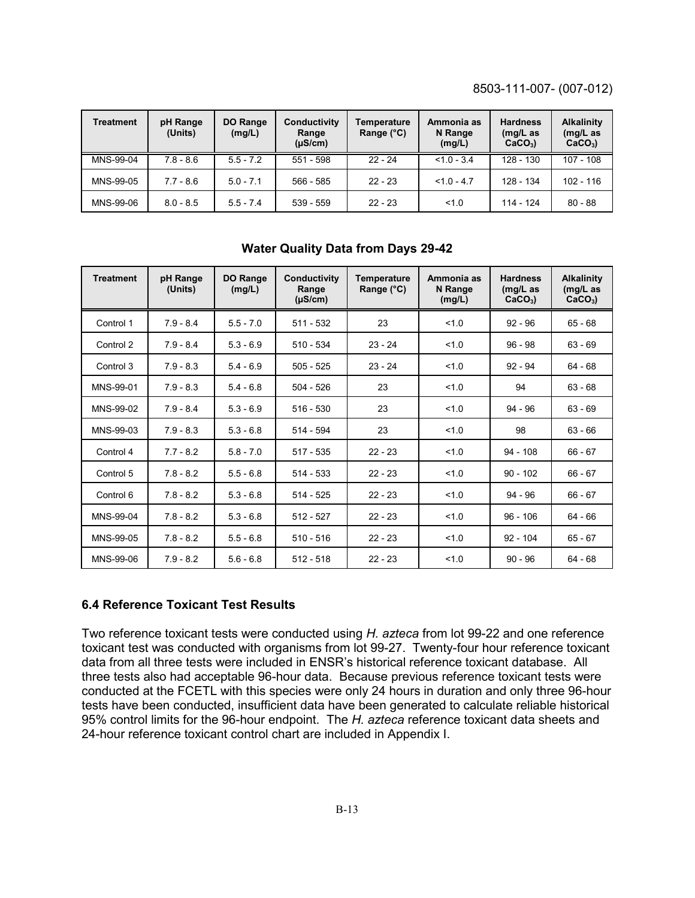| Treatment | pH Range (Units) | DO Range (mg/L) | Conductivity Range (μS/cm) | Temperature Range (°C) | Ammonia as N Range (mg/L) | Hardness (mg/L as $CaCO_3$) | Alkalinity (mg/L as $CaCO_3$) |
|---|---|---|---|---|---|---|---|
| MNS-99-04 | 7.8 - 8.6 | 5.5 - 7.2 | 551 - 598 | 22 - 24 | <1.0 - 3.4 | 128 - 130 | 107 - 108 |
| MNS-99-05 | 7.7 - 8.6 | 5.0 - 7.1 | 566 - 585 | 22 - 23 | <1.0 - 4.7 | 128 - 134 | 102 - 116 |
| MNS-99-06 | 8.0 - 8.5 | 5.5 - 7.4 | 539 - 559 | 22 - 23 | <1.0 | 114 - 124 | 80 - 88 |

**Water Quality Data from Days 29-42**

| Treatment | pH Range (Units) | DO Range (mg/L) | Conductivity Range (μS/cm) | Temperature Range (°C) | Ammonia as N Range (mg/L) | Hardness (mg/L as $CaCO_3$) | Alkalinity (mg/L as $CaCO_3$) |
|---|---|---|---|---|---|---|---|
| Control 1 | 7.9 - 8.4 | 5.5 - 7.0 | 511 - 532 | 23 | <1.0 | 92 - 96 | 65 - 68 |
| Control 2 | 7.9 - 8.4 | 5.3 - 6.9 | 510 - 534 | 23 - 24 | <1.0 | 96 - 98 | 63 - 69 |
| Control 3 | 7.9 - 8.3 | 5.4 - 6.9 | 505 - 525 | 23 - 24 | <1.0 | 92 - 94 | 64 - 68 |
| MNS-99-01 | 7.9 - 8.3 | 5.4 - 6.8 | 504 - 526 | 23 | <1.0 | 94 | 63 - 68 |
| MNS-99-02 | 7.9 - 8.4 | 5.3 - 6.9 | 516 - 530 | 23 | <1.0 | 94 - 96 | 63 - 69 |
| MNS-99-03 | 7.9 - 8.3 | 5.3 - 6.8 | 514 - 594 | 23 | <1.0 | 98 | 63 - 66 |
| Control 4 | 7.7 - 8.2 | 5.8 - 7.0 | 517 - 535 | 22 - 23 | <1.0 | 94 - 108 | 66 - 67 |
| Control 5 | 7.8 - 8.2 | 5.5 - 6.8 | 514 - 533 | 22 - 23 | <1.0 | 90 - 102 | 66 - 67 |
| Control 6 | 7.8 - 8.2 | 5.3 - 6.8 | 514 - 525 | 22 - 23 | <1.0 | 94 - 96 | 66 - 67 |
| MNS-99-04 | 7.8 - 8.2 | 5.3 - 6.8 | 512 - 527 | 22 - 23 | <1.0 | 96 - 106 | 64 - 66 |
| MNS-99-05 | 7.8 - 8.2 | 5.5 - 6.8 | 510 - 516 | 22 - 23 | <1.0 | 92 - 104 | 65 - 67 |
| MNS-99-06 | 7.9 - 8.2 | 5.6 - 6.8 | 512 - 518 | 22 - 23 | <1.0 | 90 - 96 | 64 - 68 |

### 6.4 Reference Toxicant Test Results

Two reference toxicant tests were conducted using *H. azteca* from lot 99-22 and one reference toxicant test was conducted with organisms from lot 99-27. Twenty-four hour reference toxicant data from all three tests were included in ENSR's historical reference toxicant database. All three tests also had acceptable 96-hour data. Because previous reference toxicant tests were conducted at the FCETL with this species were only 24 hours in duration and only three 96-hour tests have been conducted, insufficient data have been generated to calculate reliable historical 95% control limits for the 96-hour endpoint. The *H. azteca* reference toxicant data sheets and 24-hour reference toxicant control chart are included in Appendix I.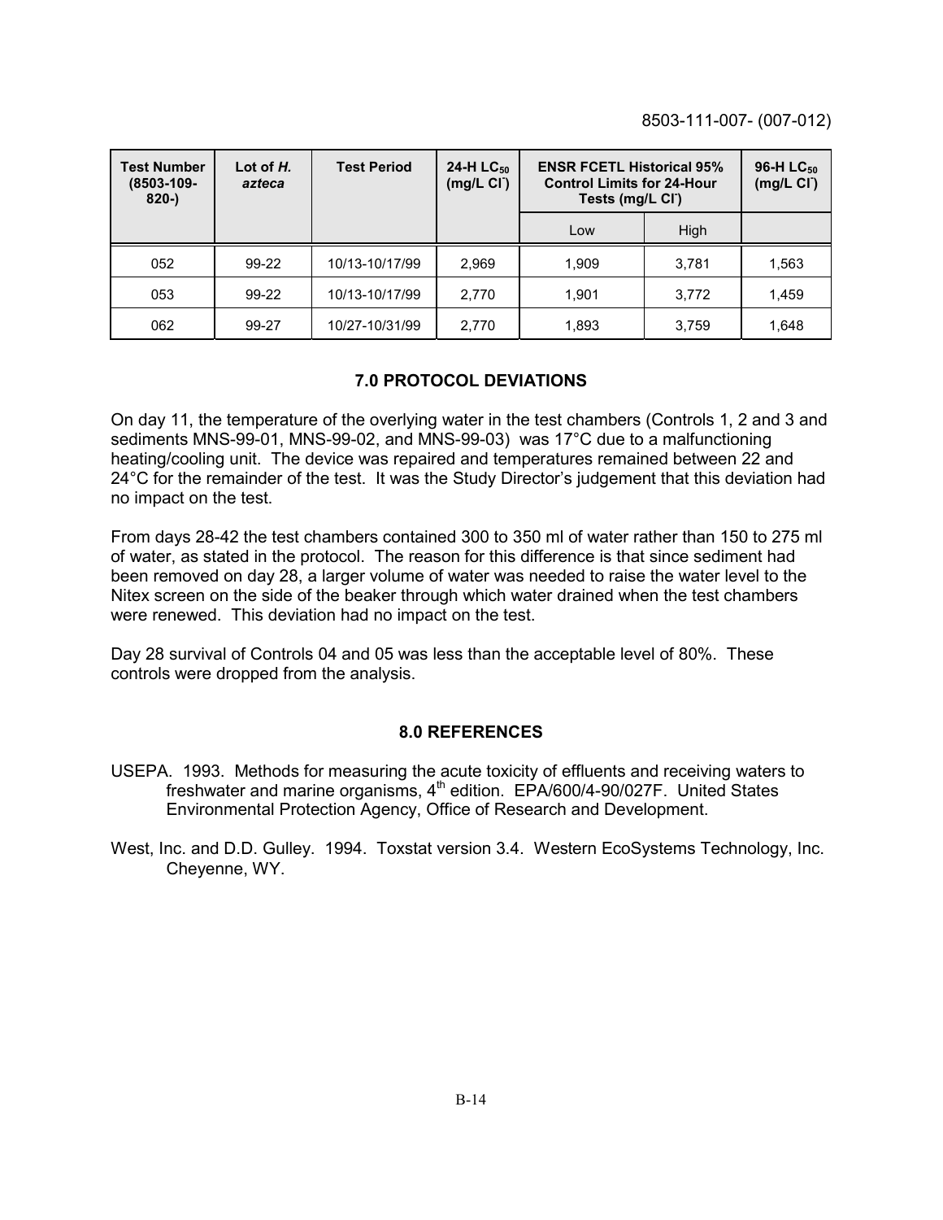8503-111-007- (007-012)

| Test Number (8503-109-820-) | Lot of *H. azteca* | Test Period | 24-H $LC_{50}$ (mg/L $Cl^-$) | ENSR FCETL Historical 95% Control Limits for 24-Hour Tests (mg/L $Cl^-$) | | 96-H $LC_{50}$ (mg/L $Cl^-$) |
|---|---|---|---|---|---|---|
| | | | | Low | High | |
| 052 | 99-22 | 10/13-10/17/99 | 2,969 | 1,909 | 3,781 | 1,563 |
| 053 | 99-22 | 10/13-10/17/99 | 2,770 | 1,901 | 3,772 | 1,459 |
| 062 | 99-27 | 10/27-10/31/99 | 2,770 | 1,893 | 3,759 | 1,648 |

## 7.0 PROTOCOL DEVIATIONS

On day 11, the temperature of the overlying water in the test chambers (Controls 1, 2 and 3 and sediments MNS-99-01, MNS-99-02, and MNS-99-03) was 17°C due to a malfunctioning heating/cooling unit. The device was repaired and temperatures remained between 22 and 24°C for the remainder of the test. It was the Study Director's judgement that this deviation had no impact on the test.

From days 28-42 the test chambers contained 300 to 350 ml of water rather than 150 to 275 ml of water, as stated in the protocol. The reason for this difference is that since sediment had been removed on day 28, a larger volume of water was needed to raise the water level to the Nitex screen on the side of the beaker through which water drained when the test chambers were renewed. This deviation had no impact on the test.

Day 28 survival of Controls 04 and 05 was less than the acceptable level of 80%. These controls were dropped from the analysis.

## 8.0 REFERENCES

USEPA. 1993. Methods for measuring the acute toxicity of effluents and receiving waters to freshwater and marine organisms, 4th edition. EPA/600/4-90/027F. United States Environmental Protection Agency, Office of Research and Development.

West, Inc. and D.D. Gulley. 1994. Toxstat version 3.4. Western EcoSystems Technology, Inc. Cheyenne, WY.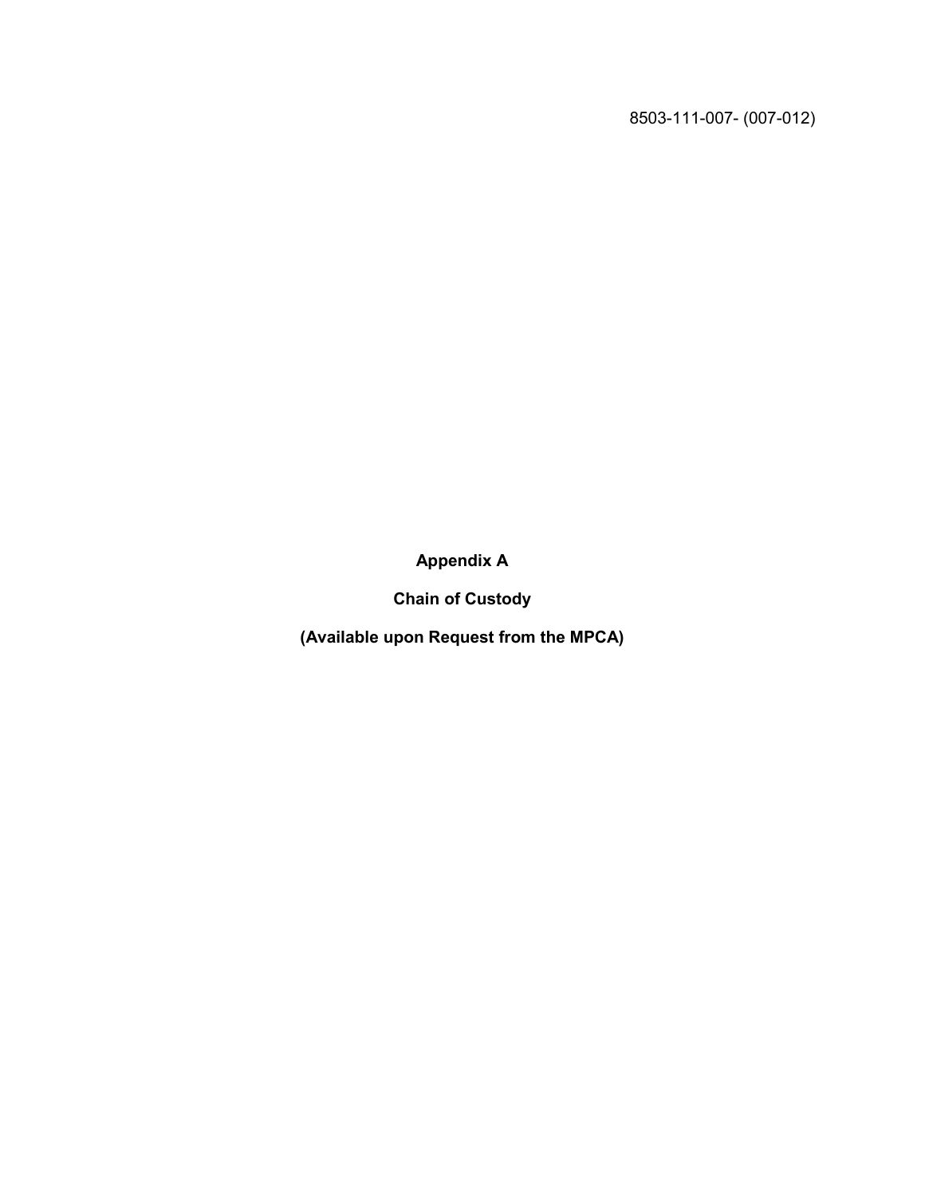8503-111-007- (007-012)

# Appendix A

## Chain of Custody

**(Available upon Request from the MPCA)**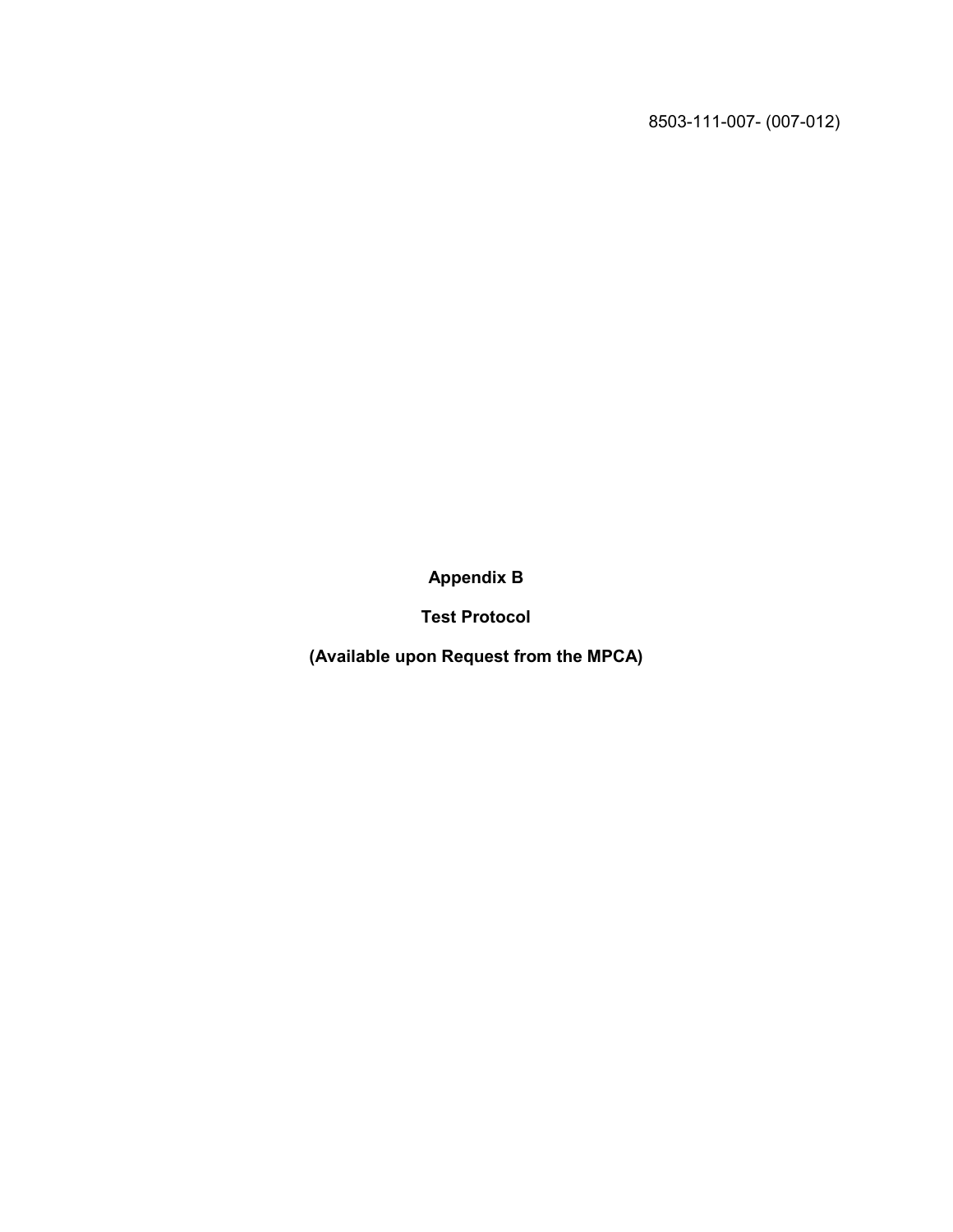8503-111-007- (007-012)

# Appendix B

## Test Protocol

**(Available upon Request from the MPCA)**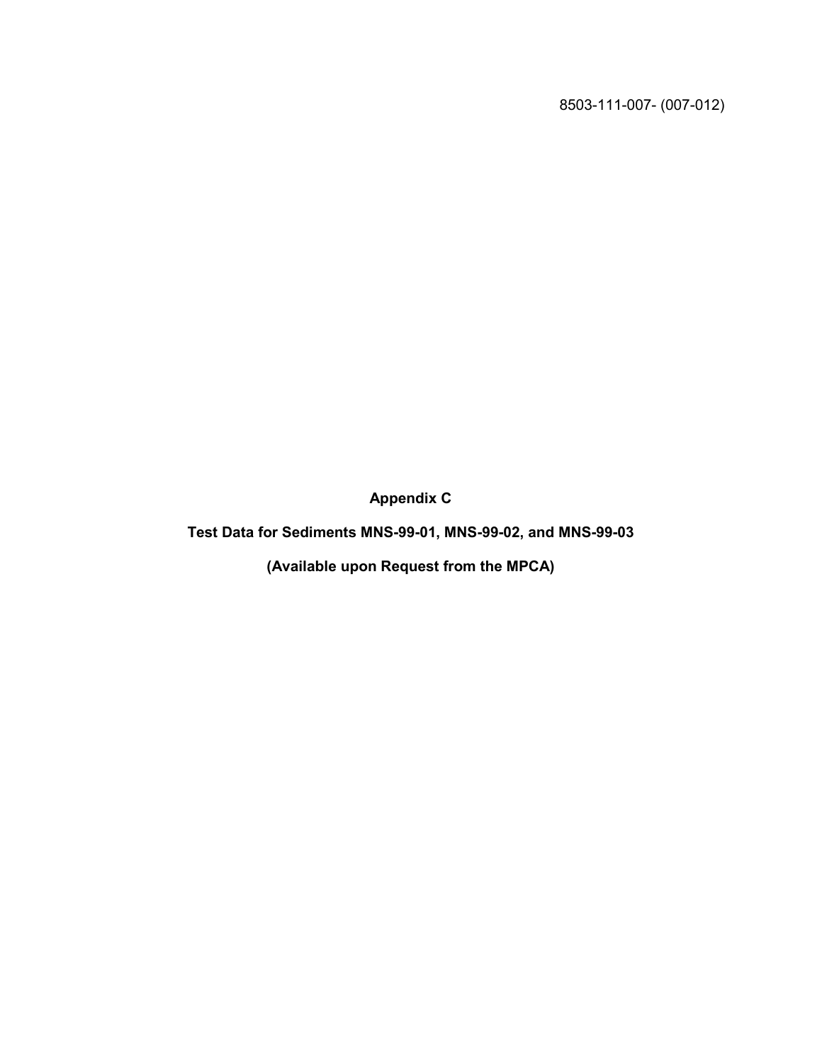8503-111-007- (007-012)

# Appendix C

## Test Data for Sediments MNS-99-01, MNS-99-02, and MNS-99-03

**(Available upon Request from the MPCA)**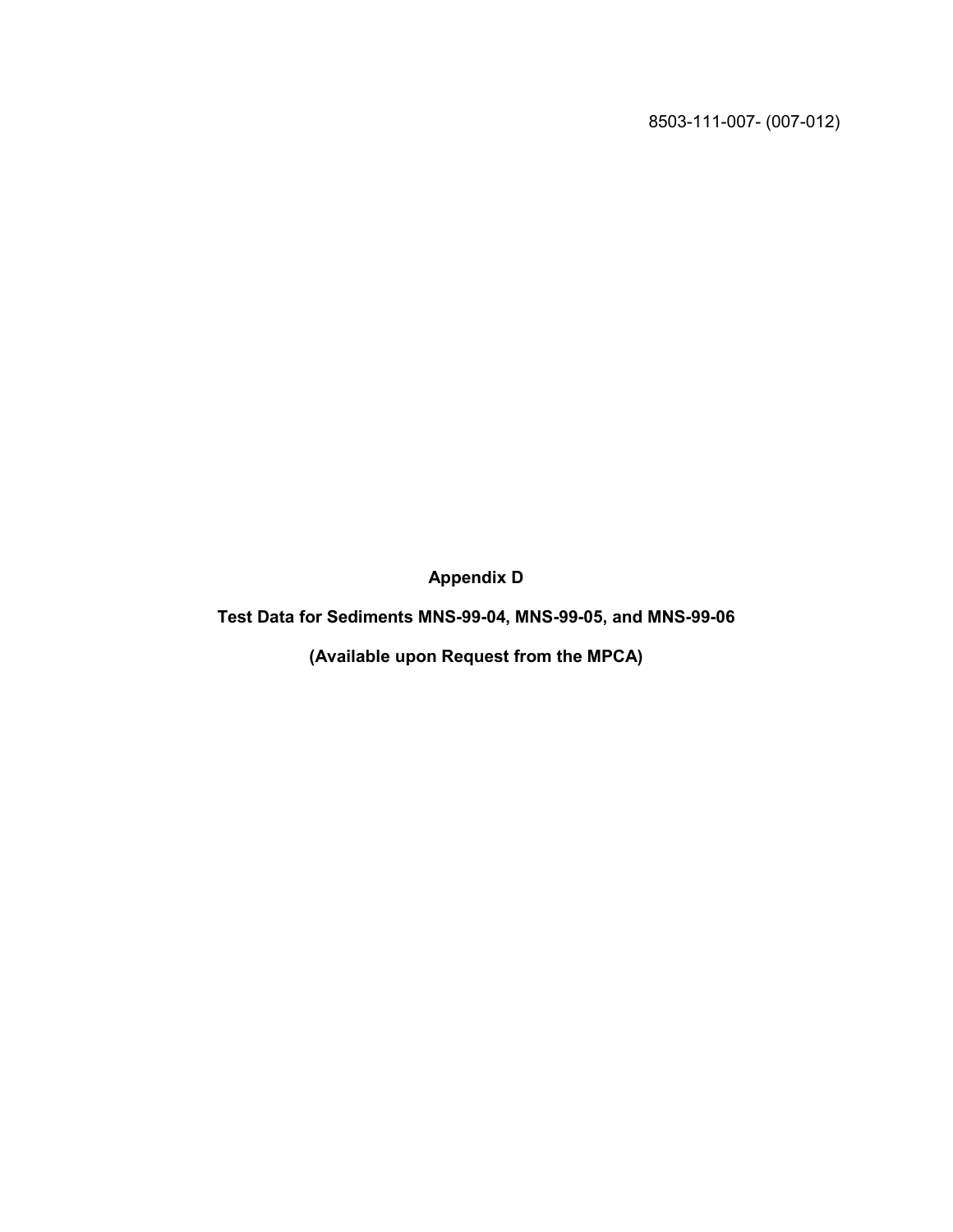8503-111-007- (007-012)

# Appendix D

## Test Data for Sediments MNS-99-04, MNS-99-05, and MNS-99-06

**(Available upon Request from the MPCA)**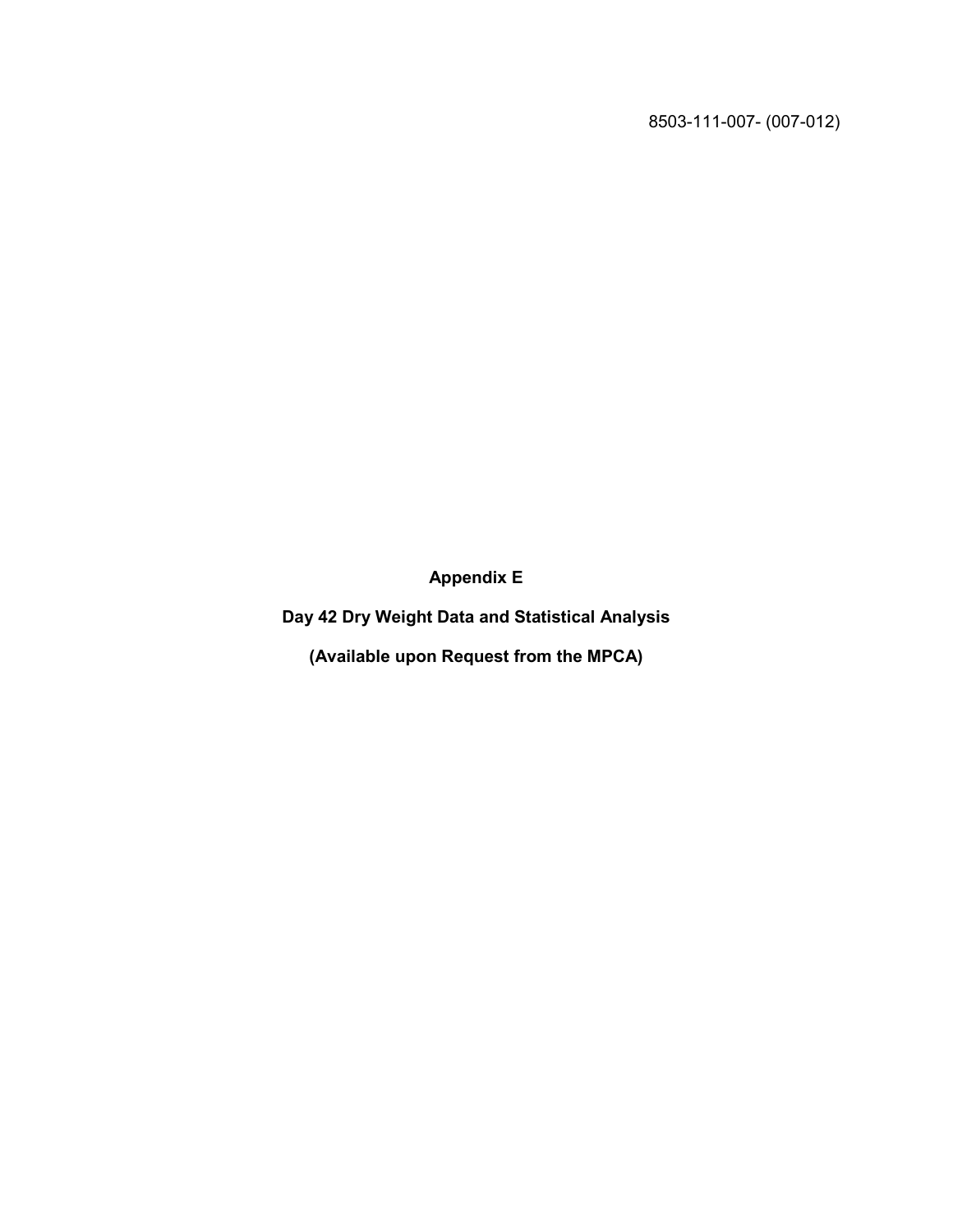8503-111-007- (007-012)

**Appendix E**

**Day 42 Dry Weight Data and Statistical Analysis**

**(Available upon Request from the MPCA)**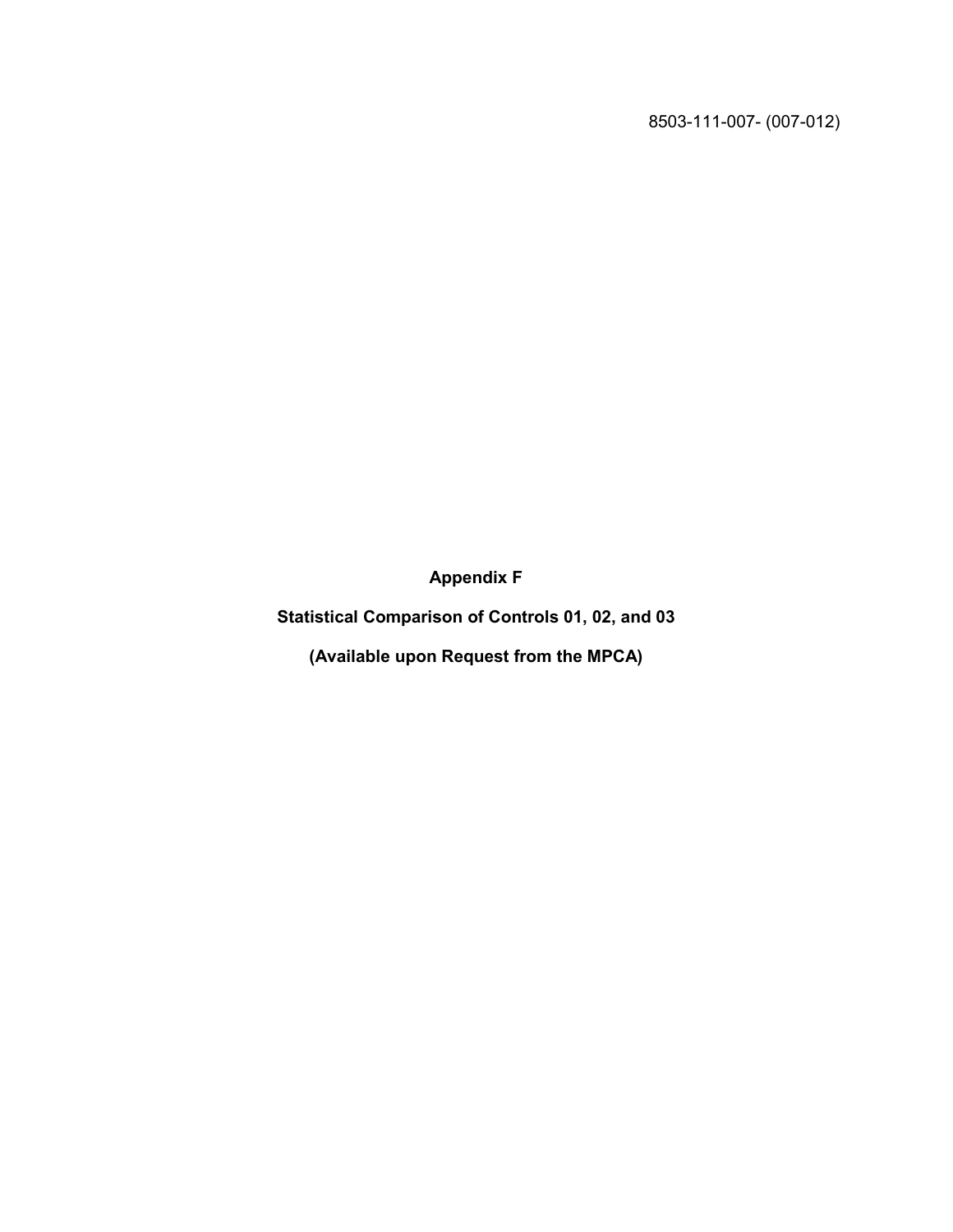8503-111-007- (007-012)

**Appendix F**

**Statistical Comparison of Controls 01, 02, and 03**

**(Available upon Request from the MPCA)**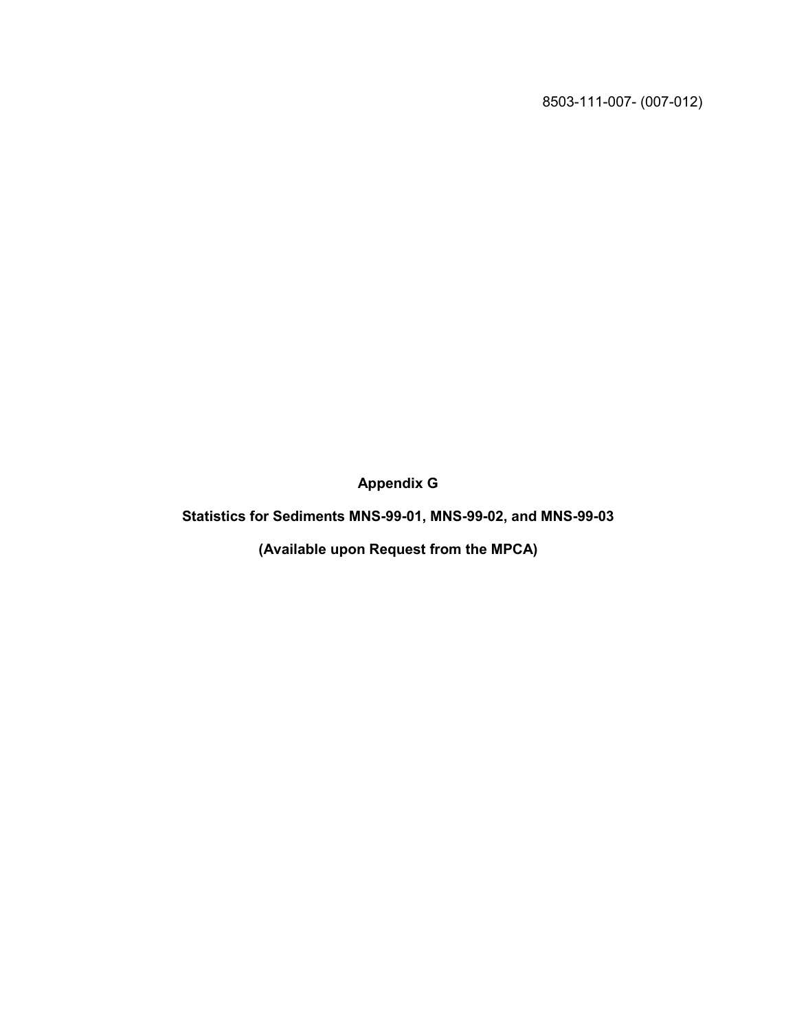8503-111-007- (007-012)

**Appendix G**

**Statistics for Sediments MNS-99-01, MNS-99-02, and MNS-99-03**

**(Available upon Request from the MPCA)**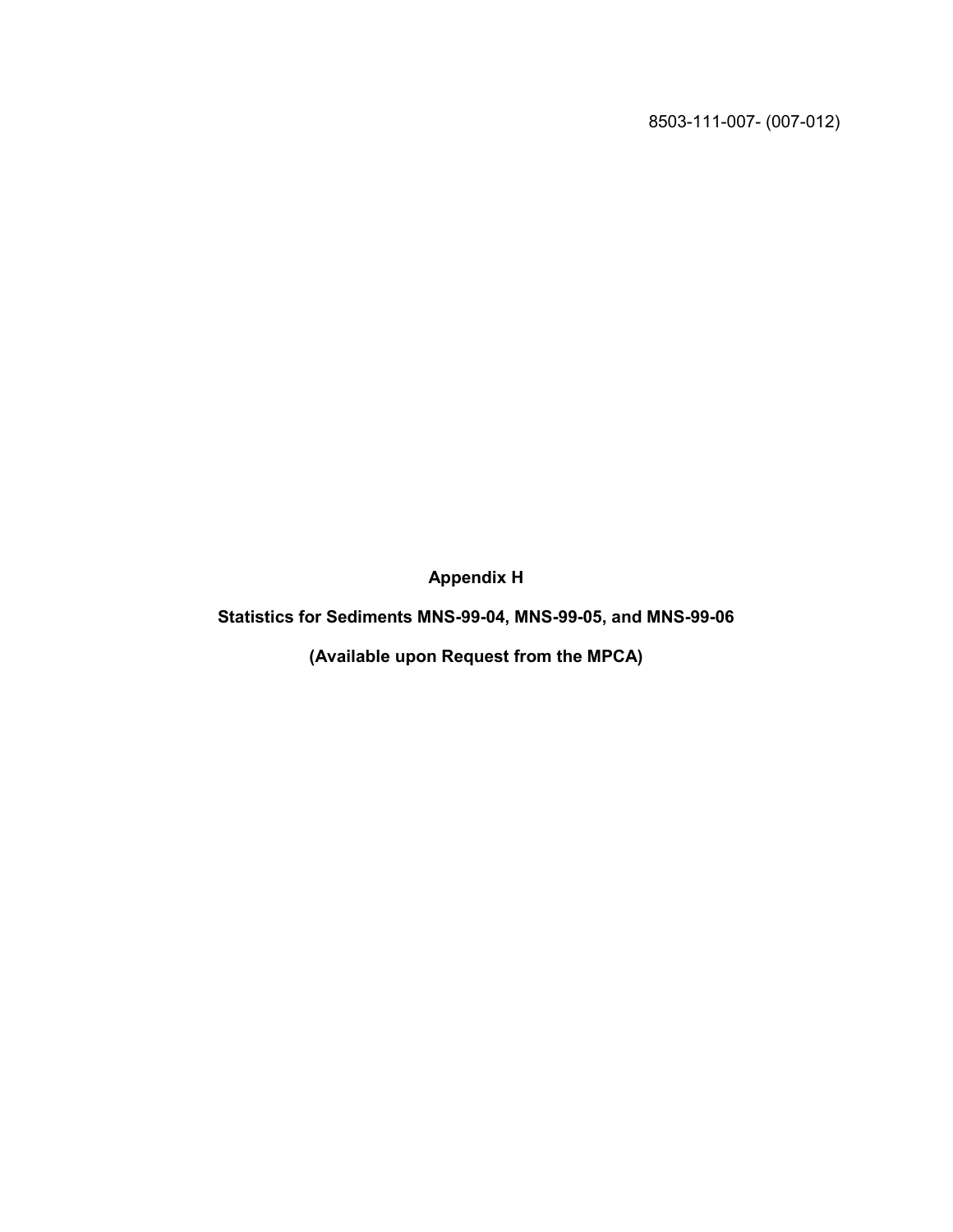8503-111-007- (007-012)

# Appendix H

## Statistics for Sediments MNS-99-04, MNS-99-05, and MNS-99-06

## (Available upon Request from the MPCA)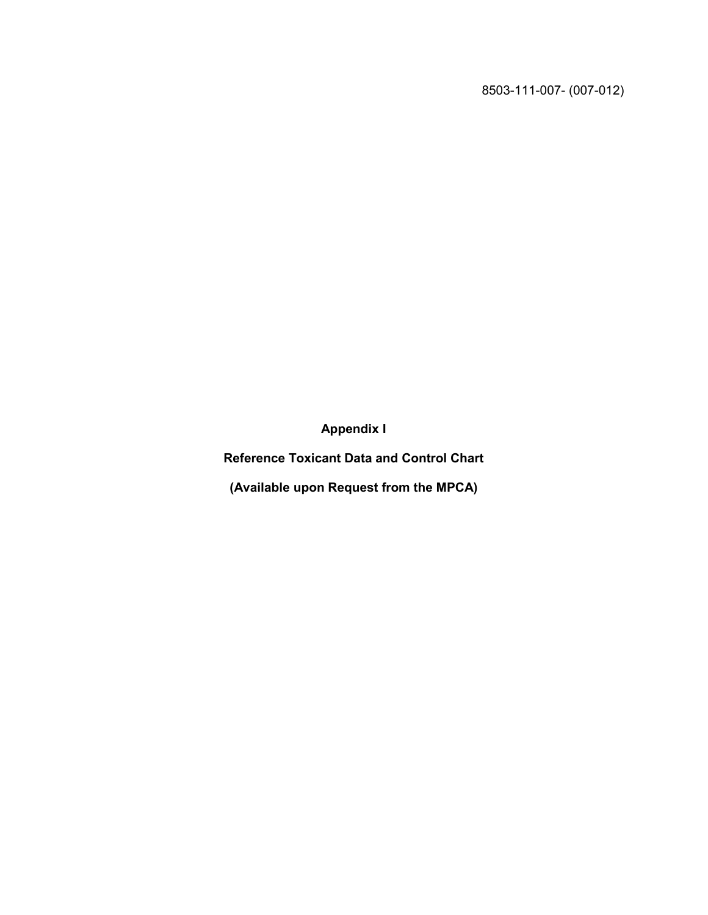8503-111-007- (007-012)

# Appendix I

## Reference Toxicant Data and Control Chart

## (Available upon Request from the MPCA)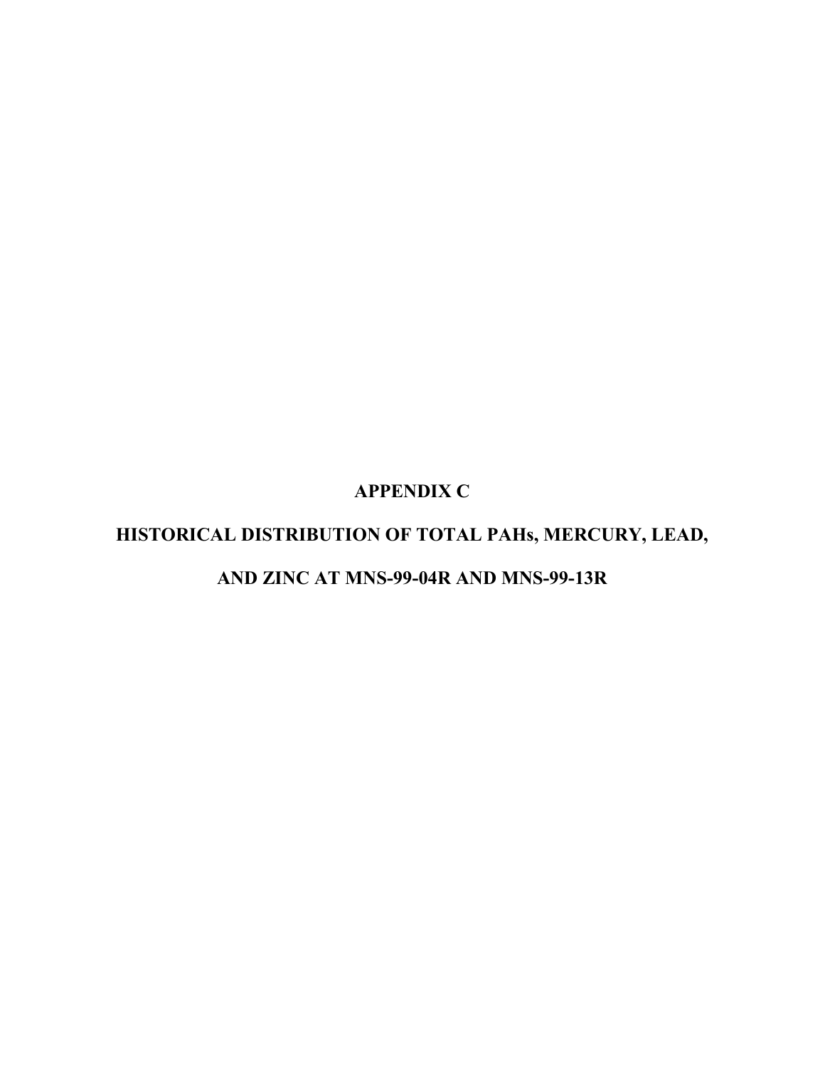# APPENDIX C

## HISTORICAL DISTRIBUTION OF TOTAL PAHs, MERCURY, LEAD, AND ZINC AT MNS-99-04R AND MNS-99-13R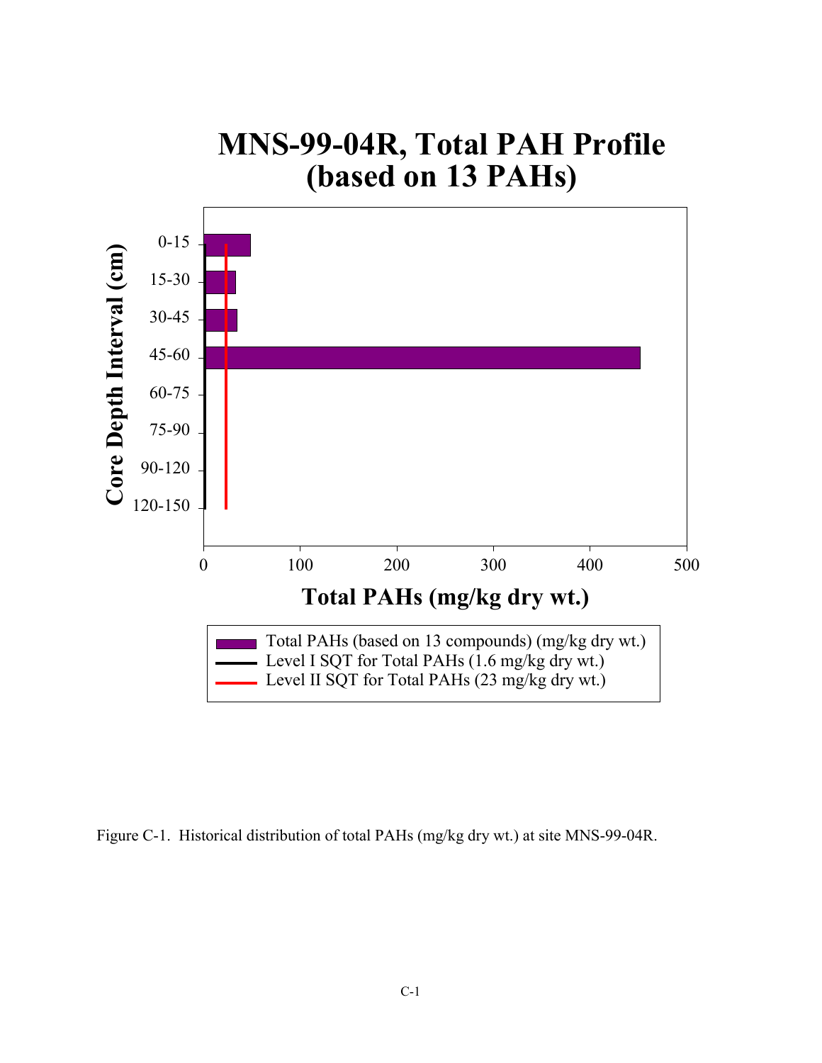# MNS-99-04R, Total PAH Profile (based on 13 PAHs)

Core Depth Interval (cm)

0-15
15-30
30-45
45-60
60-75
75-90
90-120
120-150

0 100 200 300 400 500

Total PAHs (mg/kg dry wt.)

- Total PAHs (based on 13 compounds) (mg/kg dry wt.)
- Level I SQT for Total PAHs (1.6 mg/kg dry wt.)
- Level II SQT for Total PAHs (23 mg/kg dry wt.)

Figure C-1. Historical distribution of total PAHs (mg/kg dry wt.) at site MNS-99-04R.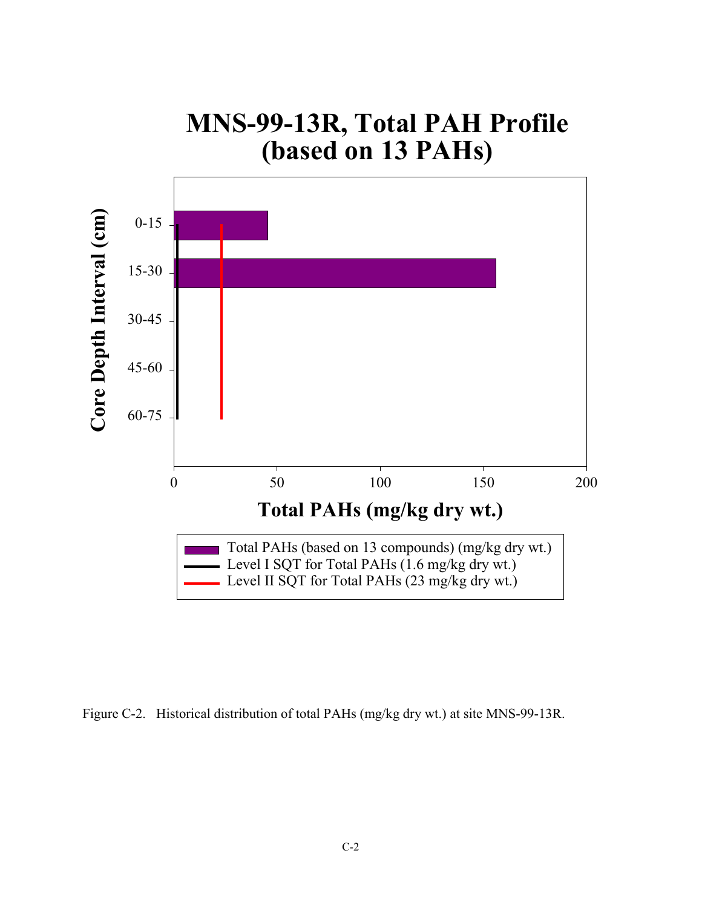# MNS-99-13R, Total PAH Profile (based on 13 PAHs)

Core Depth Interval (cm)

0-15

15-30

30-45

45-60

60-75

0 50 100 150 200

**Total PAHs (mg/kg dry wt.)**

- Total PAHs (based on 13 compounds) (mg/kg dry wt.)
- Level I SQT for Total PAHs (1.6 mg/kg dry wt.)
- Level II SQT for Total PAHs (23 mg/kg dry wt.)

Figure C-2. Historical distribution of total PAHs (mg/kg dry wt.) at site MNS-99-13R.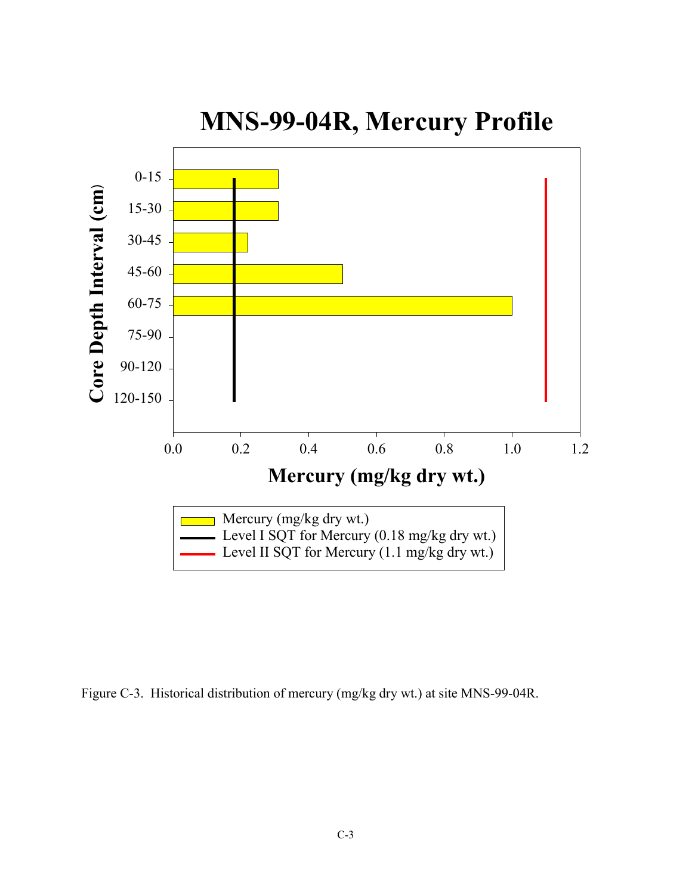# MNS-99-04R, Mercury Profile

Core Depth Interval (cm): 0-15, 15-30, 30-45, 45-60, 60-75, 75-90, 90-120, 120-150

Mercury (mg/kg dry wt.): 0.0, 0.2, 0.4, 0.6, 0.8, 1.0, 1.2

- Mercury (mg/kg dry wt.)
- Level I SQT for Mercury (0.18 mg/kg dry wt.)
- Level II SQT for Mercury (1.1 mg/kg dry wt.)

Figure C-3. Historical distribution of mercury (mg/kg dry wt.) at site MNS-99-04R.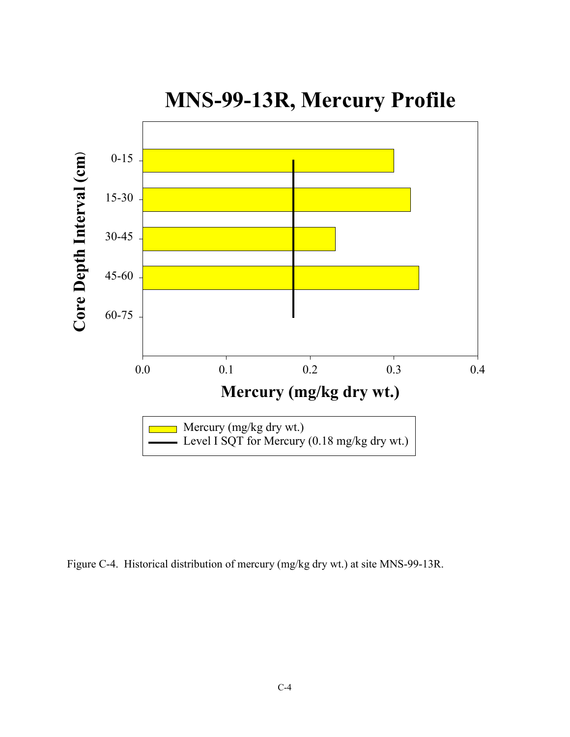# MNS-99-13R, Mercury Profile

Core Depth Interval (cm): 0-15, 15-30, 30-45, 45-60, 60-75

Mercury (mg/kg dry wt.): 0.0, 0.1, 0.2, 0.3, 0.4

Mercury (mg/kg dry wt.)

Level I SQT for Mercury (0.18 mg/kg dry wt.)

Figure C-4. Historical distribution of mercury (mg/kg dry wt.) at site MNS-99-13R.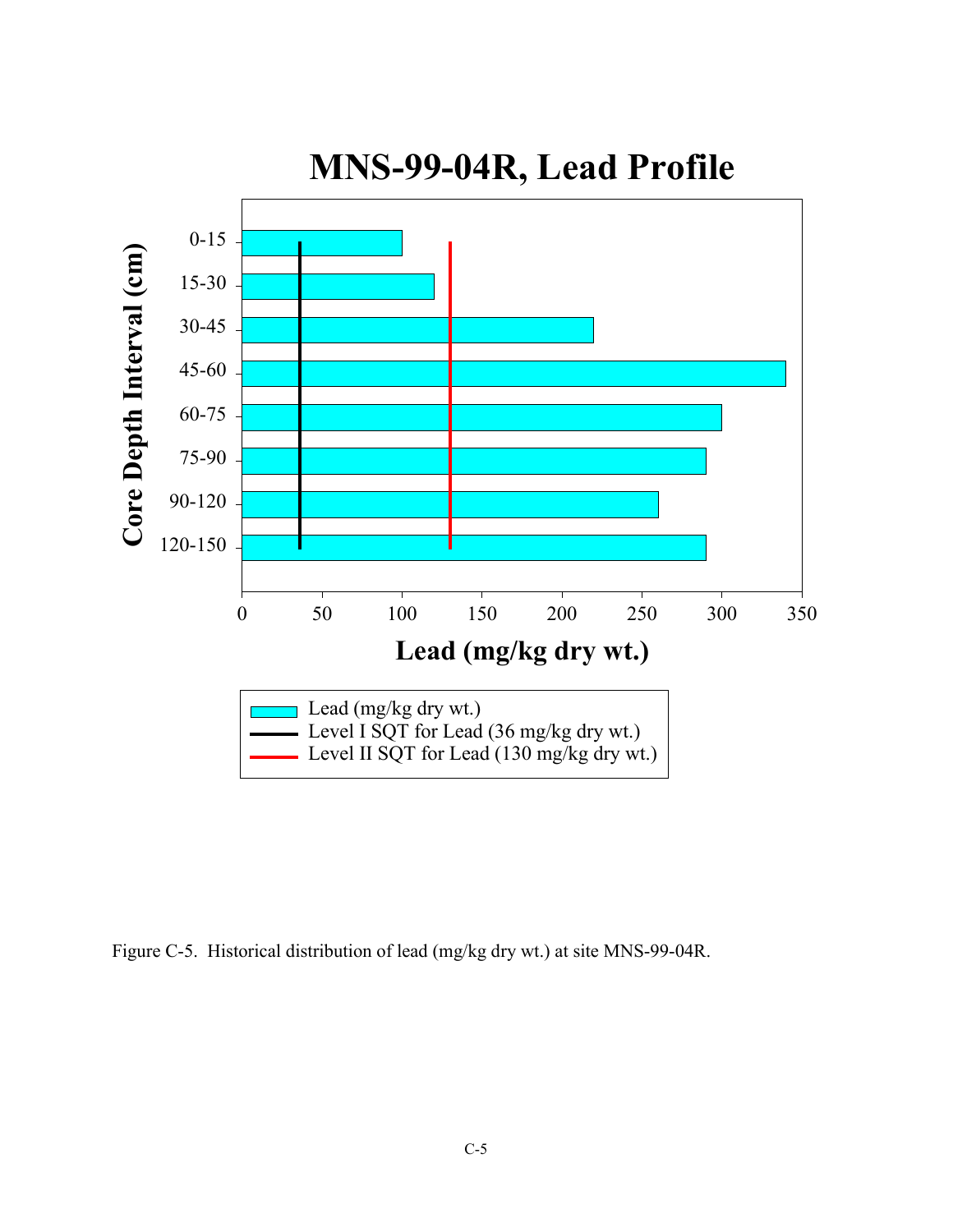# MNS-99-04R, Lead Profile

Core Depth Interval (cm): 0-15, 15-30, 30-45, 45-60, 60-75, 75-90, 90-120, 120-150

Lead (mg/kg dry wt.): 0, 50, 100, 150, 200, 250, 300, 350

- Lead (mg/kg dry wt.)
- Level I SQT for Lead (36 mg/kg dry wt.)
- Level II SQT for Lead (130 mg/kg dry wt.)

Figure C-5. Historical distribution of lead (mg/kg dry wt.) at site MNS-99-04R.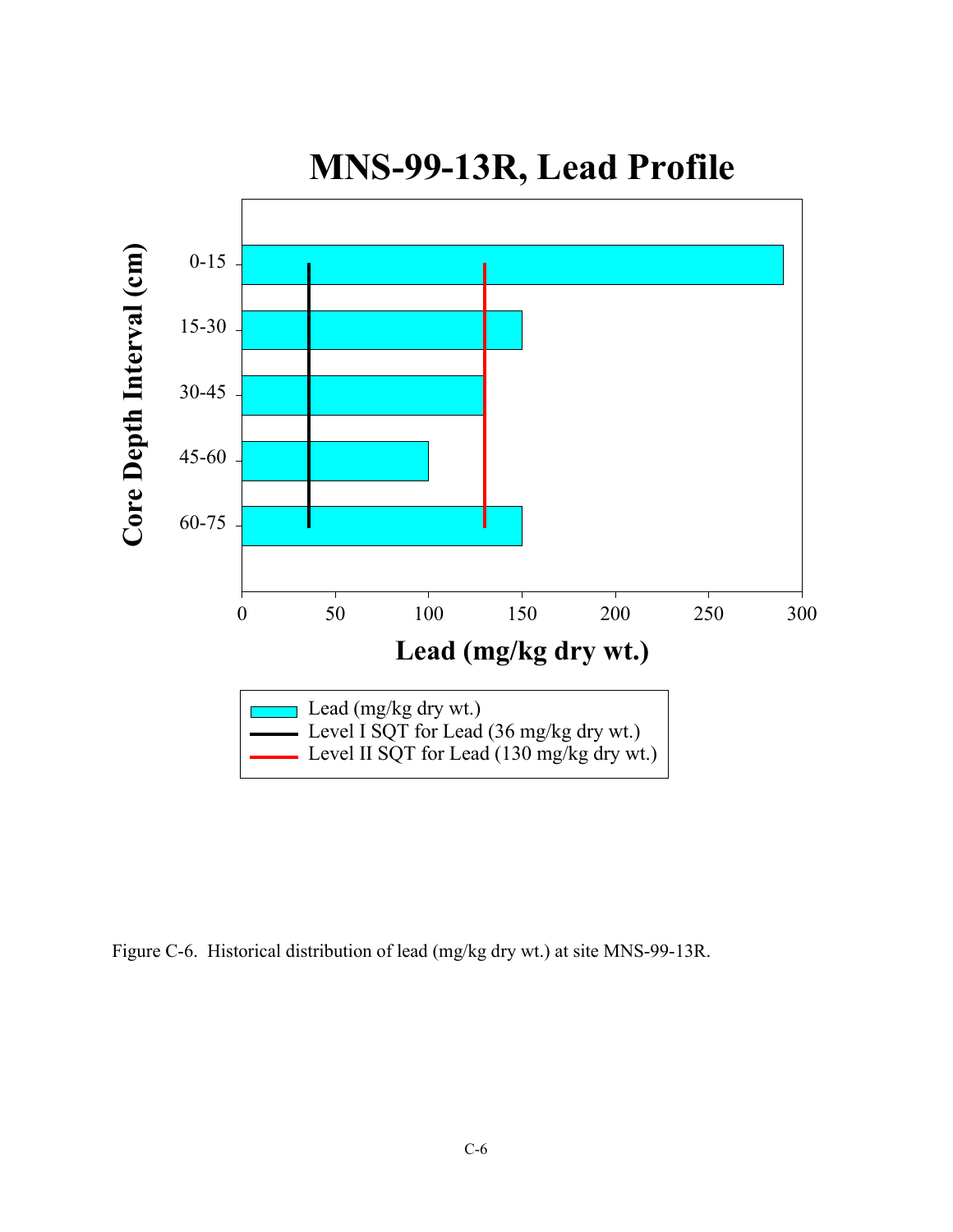Figure C-6. Historical distribution of lead (mg/kg dry wt.) at site MNS-99-13R.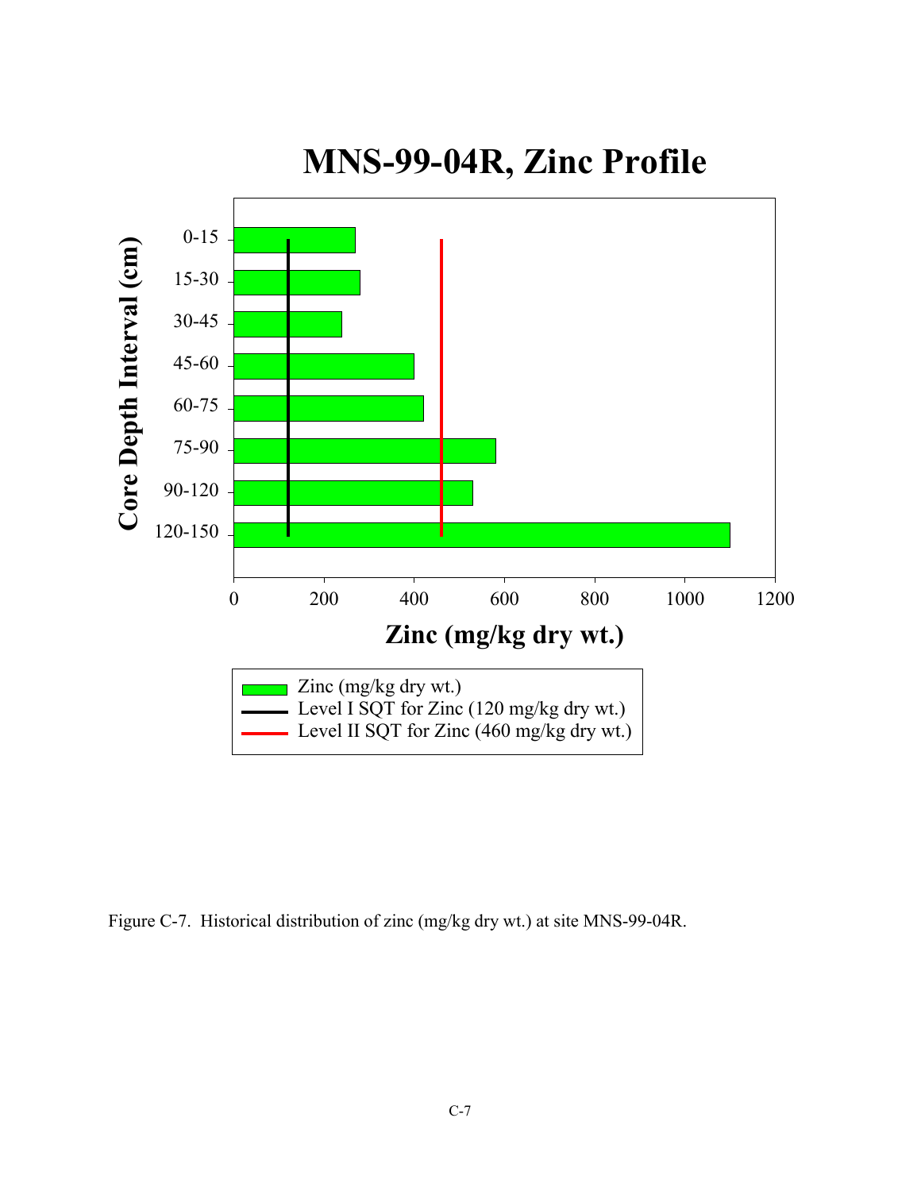## MNS-99-04R, Zinc Profile

Core Depth Interval (cm): 0-15, 15-30, 30-45, 45-60, 60-75, 75-90, 90-120, 120-150

Zinc (mg/kg dry wt.): 0, 200, 400, 600, 800, 1000, 1200

- Zinc (mg/kg dry wt.)
- Level I SQT for Zinc (120 mg/kg dry wt.)
- Level II SQT for Zinc (460 mg/kg dry wt.)

Figure C-7. Historical distribution of zinc (mg/kg dry wt.) at site MNS-99-04R.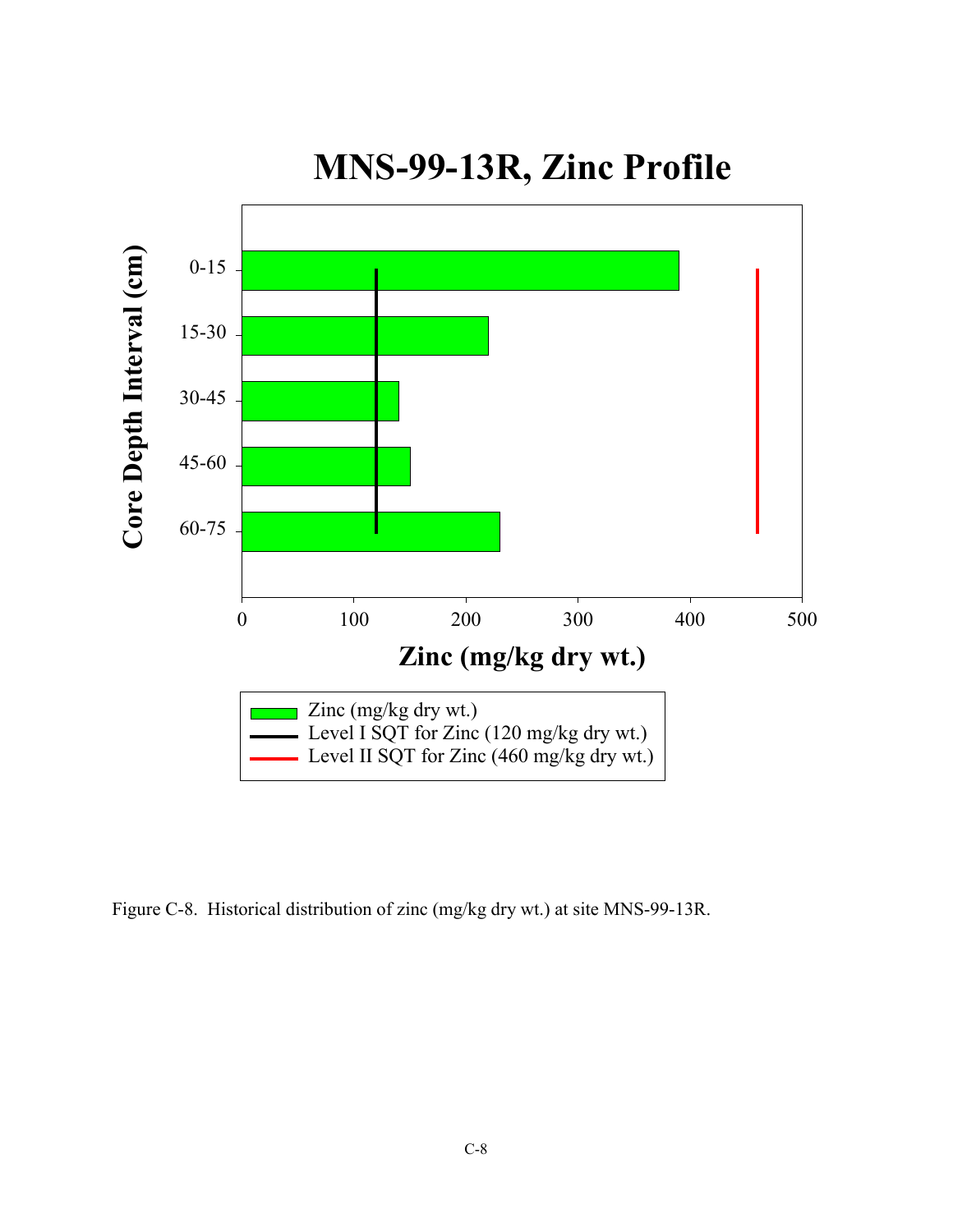MNS-99-13R, Zinc Profile

Core Depth Interval (cm)

0-15
15-30
30-45
45-60
60-75

0
100
200
300
400
500

Zinc (mg/kg dry wt.)

Zinc (mg/kg dry wt.)
Level I SQT for Zinc (120 mg/kg dry wt.)
Level II SQT for Zinc (460 mg/kg dry wt.)

Figure C-8. Historical distribution of zinc (mg/kg dry wt.) at site MNS-99-13R.